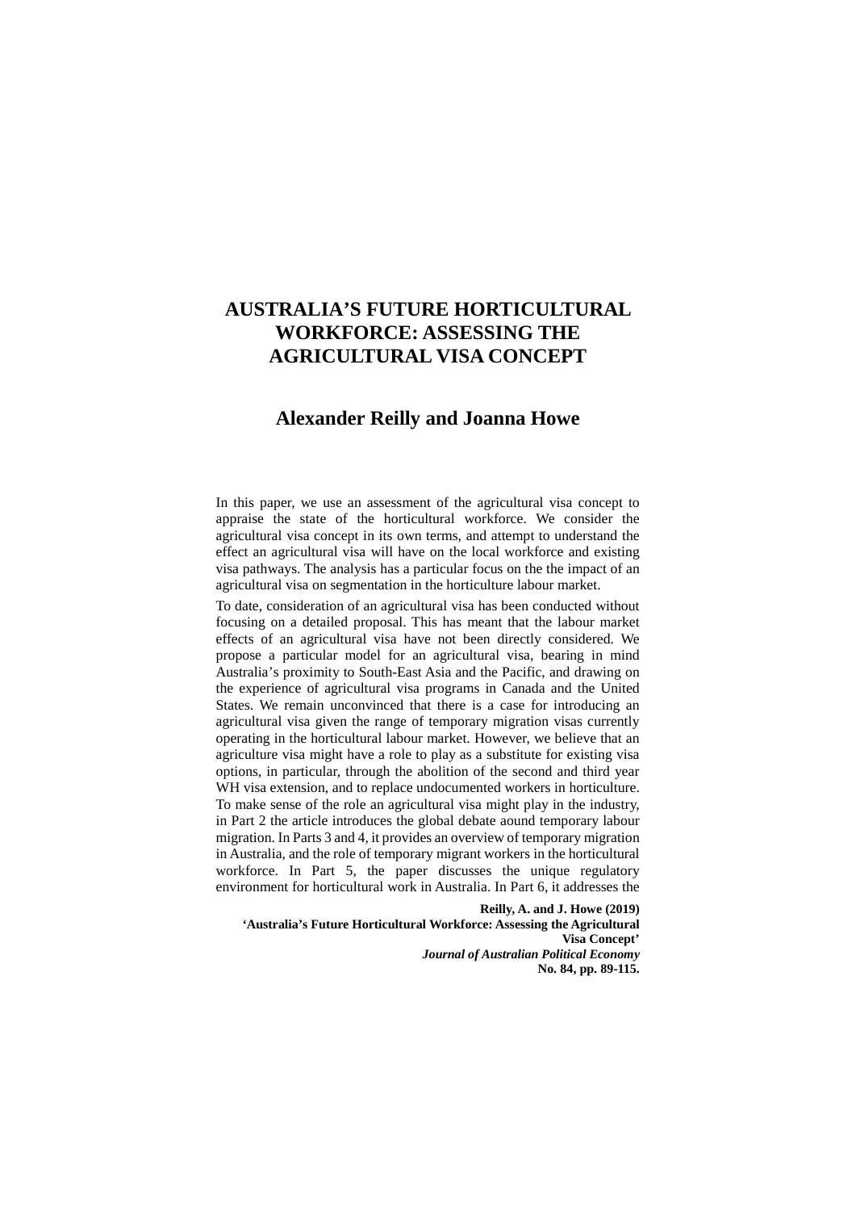# AUSTRALIA'S FUTURE HORTICULTURAL WORKFORCE: ASSESSING THE AGRICULTURAL VISA CONCEPT

## Alexander Reilly and Joanna Howe

In this paper, we use an assessment of the agricultural visa concept to appraise the state of the horticultural workforce. We consider the agricultural visa concept in its own terms, and attempt to understand the effect an agricultural visa will have on the local workforce and existing visa pathways. The analysis has a particular focus on the the impact of an agricultural visa on segmentation in the horticulture labour market.

To date, consideration of an agricultural visa has been conducted without focusing on a detailed proposal. This has meant that the labour market effects of an agricultural visa have not been directly considered. We propose a particular model for an agricultural visa, bearing in mind Australia's proximity to South-East Asia and the Pacific, and drawing on the experience of agricultural visa programs in Canada and the United States. We remain unconvinced that there is a case for introducing an agricultural visa given the range of temporary migration visas currently operating in the horticultural labour market. However, we believe that an agriculture visa might have a role to play as a substitute for existing visa options, in particular, through the abolition of the second and third year WH visa extension, and to replace undocumented workers in horticulture. To make sense of the role an agricultural visa might play in the industry, in Part 2 the article introduces the global debate aound temporary labour migration. In Parts 3 and 4, it provides an overview of temporary migration in Australia, and the role of temporary migrant workers in the horticultural workforce. In Part 5, the paper discusses the unique regulatory environment for horticultural work in Australia. In Part 6, it addresses the

**Reilly, A. and J. Howe (2019)**
**'Australia's Future Horticultural Workforce: Assessing the Agricultural Visa Concept'**
***Journal of Australian Political Economy***
**No. 84, pp. 89-115.**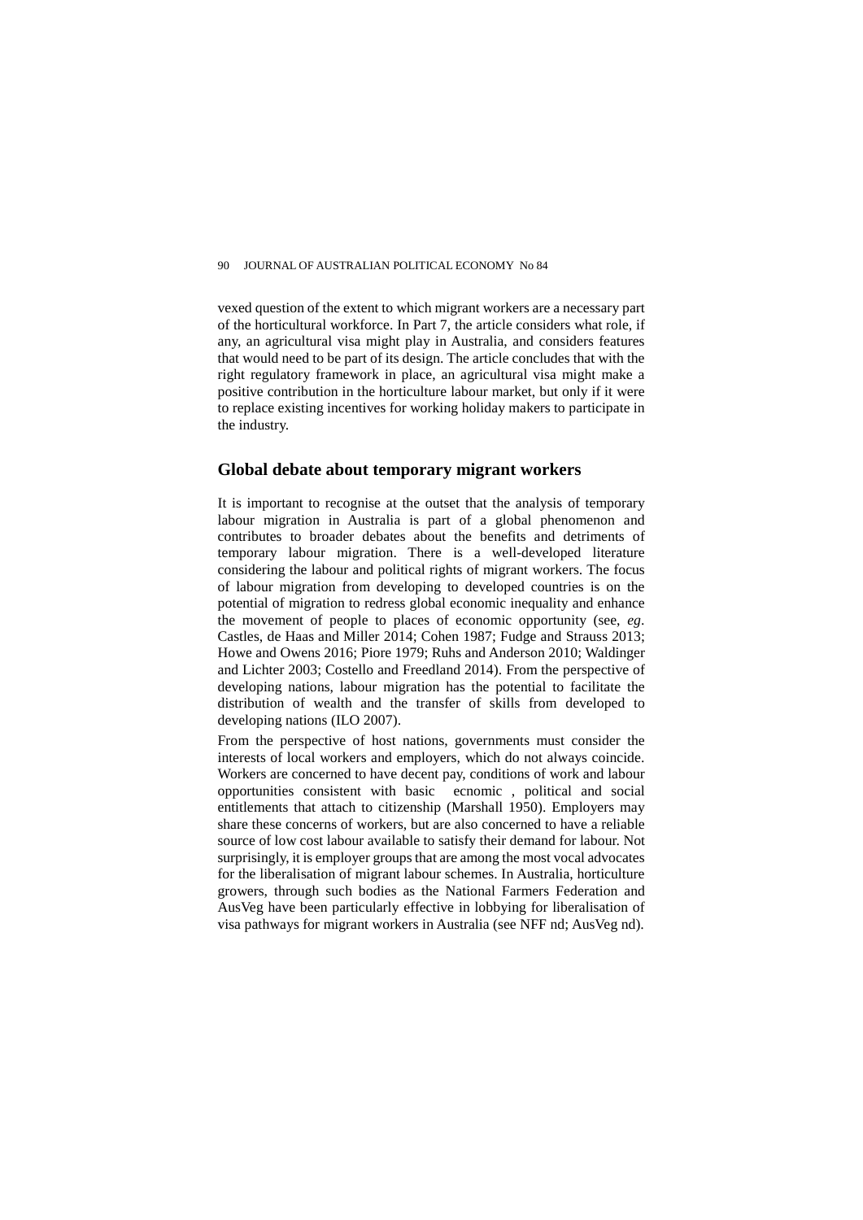vexed question of the extent to which migrant workers are a necessary part of the horticultural workforce. In Part 7, the article considers what role, if any, an agricultural visa might play in Australia, and considers features that would need to be part of its design. The article concludes that with the right regulatory framework in place, an agricultural visa might make a positive contribution in the horticulture labour market, but only if it were to replace existing incentives for working holiday makers to participate in the industry.

## Global debate about temporary migrant workers

It is important to recognise at the outset that the analysis of temporary labour migration in Australia is part of a global phenomenon and contributes to broader debates about the benefits and detriments of temporary labour migration. There is a well-developed literature considering the labour and political rights of migrant workers. The focus of labour migration from developing to developed countries is on the potential of migration to redress global economic inequality and enhance the movement of people to places of economic opportunity (see, *eg*. Castles, de Haas and Miller 2014; Cohen 1987; Fudge and Strauss 2013; Howe and Owens 2016; Piore 1979; Ruhs and Anderson 2010; Waldinger and Lichter 2003; Costello and Freedland 2014). From the perspective of developing nations, labour migration has the potential to facilitate the distribution of wealth and the transfer of skills from developed to developing nations (ILO 2007).

From the perspective of host nations, governments must consider the interests of local workers and employers, which do not always coincide. Workers are concerned to have decent pay, conditions of work and labour opportunities consistent with basic ecnomic , political and social entitlements that attach to citizenship (Marshall 1950). Employers may share these concerns of workers, but are also concerned to have a reliable source of low cost labour available to satisfy their demand for labour. Not surprisingly, it is employer groups that are among the most vocal advocates for the liberalisation of migrant labour schemes. In Australia, horticulture growers, through such bodies as the National Farmers Federation and AusVeg have been particularly effective in lobbying for liberalisation of visa pathways for migrant workers in Australia (see NFF nd; AusVeg nd).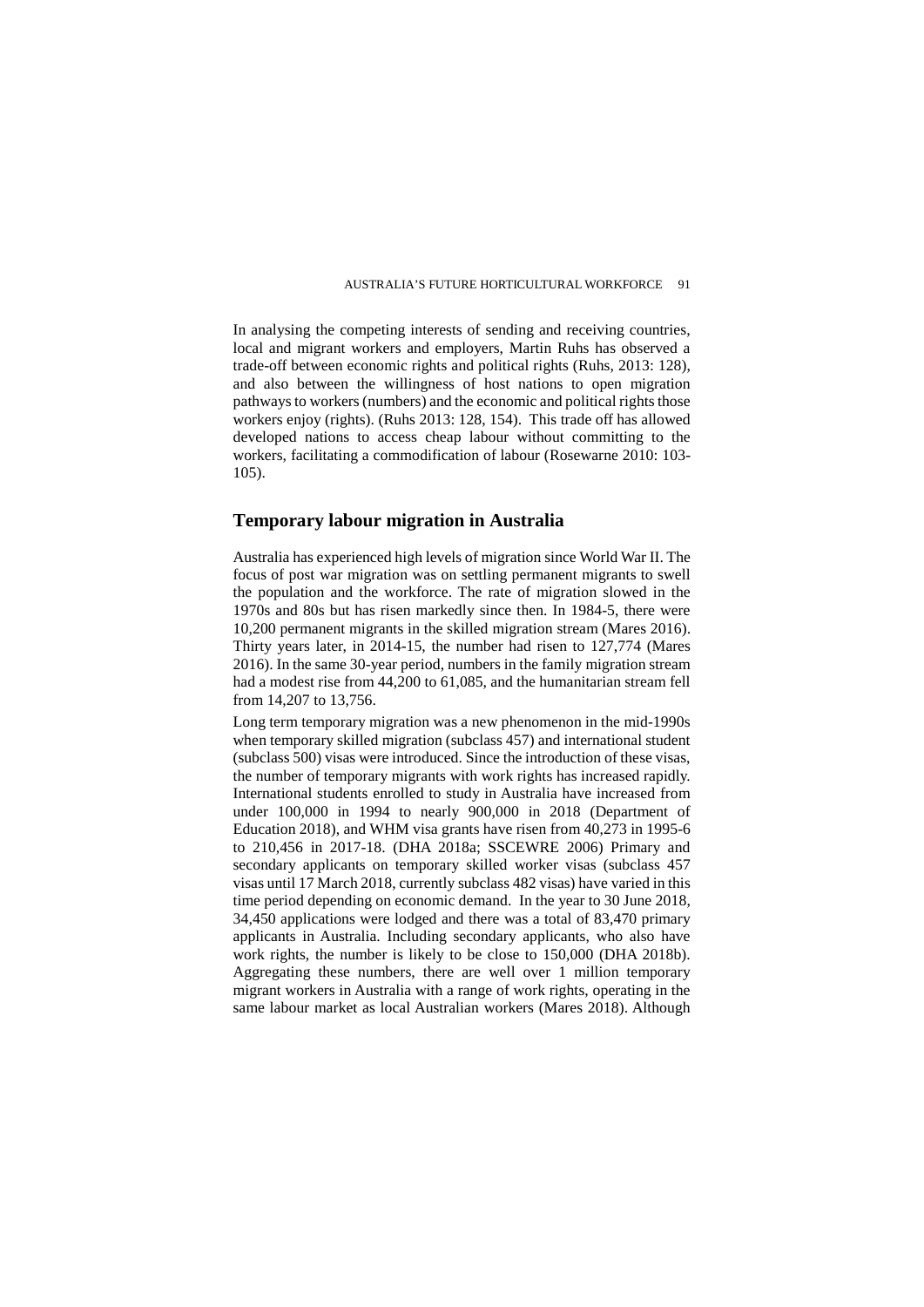In analysing the competing interests of sending and receiving countries, local and migrant workers and employers, Martin Ruhs has observed a trade-off between economic rights and political rights (Ruhs, 2013: 128), and also between the willingness of host nations to open migration pathways to workers (numbers) and the economic and political rights those workers enjoy (rights). (Ruhs 2013: 128, 154). This trade off has allowed developed nations to access cheap labour without committing to the workers, facilitating a commodification of labour (Rosewarne 2010: 103-105).

## Temporary labour migration in Australia

Australia has experienced high levels of migration since World War II. The focus of post war migration was on settling permanent migrants to swell the population and the workforce. The rate of migration slowed in the 1970s and 80s but has risen markedly since then. In 1984-5, there were 10,200 permanent migrants in the skilled migration stream (Mares 2016). Thirty years later, in 2014-15, the number had risen to 127,774 (Mares 2016). In the same 30-year period, numbers in the family migration stream had a modest rise from 44,200 to 61,085, and the humanitarian stream fell from 14,207 to 13,756.

Long term temporary migration was a new phenomenon in the mid-1990s when temporary skilled migration (subclass 457) and international student (subclass 500) visas were introduced. Since the introduction of these visas, the number of temporary migrants with work rights has increased rapidly. International students enrolled to study in Australia have increased from under 100,000 in 1994 to nearly 900,000 in 2018 (Department of Education 2018), and WHM visa grants have risen from 40,273 in 1995-6 to 210,456 in 2017-18. (DHA 2018a; SSCEWRE 2006) Primary and secondary applicants on temporary skilled worker visas (subclass 457 visas until 17 March 2018, currently subclass 482 visas) have varied in this time period depending on economic demand. In the year to 30 June 2018, 34,450 applications were lodged and there was a total of 83,470 primary applicants in Australia. Including secondary applicants, who also have work rights, the number is likely to be close to 150,000 (DHA 2018b). Aggregating these numbers, there are well over 1 million temporary migrant workers in Australia with a range of work rights, operating in the same labour market as local Australian workers (Mares 2018). Although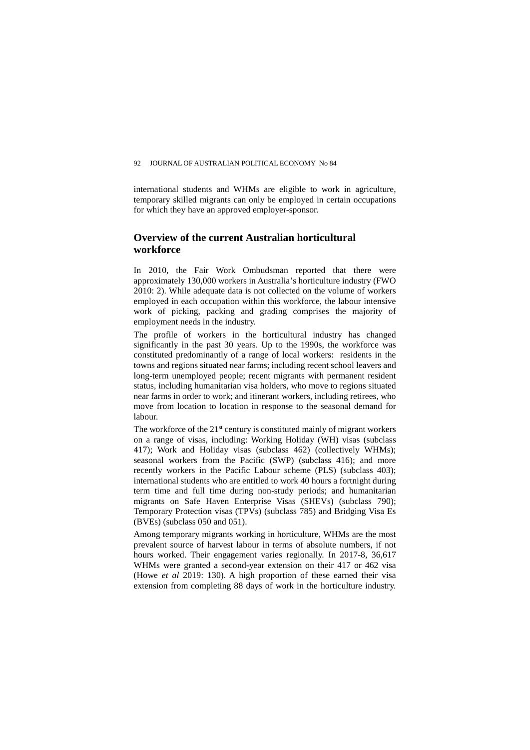international students and WHMs are eligible to work in agriculture, temporary skilled migrants can only be employed in certain occupations for which they have an approved employer-sponsor.

## Overview of the current Australian horticultural workforce

In 2010, the Fair Work Ombudsman reported that there were approximately 130,000 workers in Australia's horticulture industry (FWO 2010: 2). While adequate data is not collected on the volume of workers employed in each occupation within this workforce, the labour intensive work of picking, packing and grading comprises the majority of employment needs in the industry.

The profile of workers in the horticultural industry has changed significantly in the past 30 years. Up to the 1990s, the workforce was constituted predominantly of a range of local workers: residents in the towns and regions situated near farms; including recent school leavers and long-term unemployed people; recent migrants with permanent resident status, including humanitarian visa holders, who move to regions situated near farms in order to work; and itinerant workers, including retirees, who move from location to location in response to the seasonal demand for labour.

The workforce of the 21st century is constituted mainly of migrant workers on a range of visas, including: Working Holiday (WH) visas (subclass 417); Work and Holiday visas (subclass 462) (collectively WHMs); seasonal workers from the Pacific (SWP) (subclass 416); and more recently workers in the Pacific Labour scheme (PLS) (subclass 403); international students who are entitled to work 40 hours a fortnight during term time and full time during non-study periods; and humanitarian migrants on Safe Haven Enterprise Visas (SHEVs) (subclass 790); Temporary Protection visas (TPVs) (subclass 785) and Bridging Visa Es (BVEs) (subclass 050 and 051).

Among temporary migrants working in horticulture, WHMs are the most prevalent source of harvest labour in terms of absolute numbers, if not hours worked. Their engagement varies regionally. In 2017-8, 36,617 WHMs were granted a second-year extension on their 417 or 462 visa (Howe *et al* 2019: 130). A high proportion of these earned their visa extension from completing 88 days of work in the horticulture industry.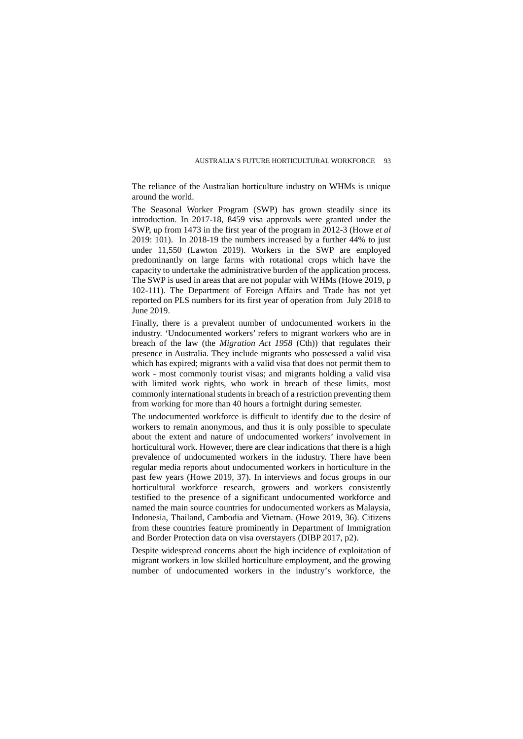The reliance of the Australian horticulture industry on WHMs is unique around the world.

The Seasonal Worker Program (SWP) has grown steadily since its introduction. In 2017-18, 8459 visa approvals were granted under the SWP, up from 1473 in the first year of the program in 2012-3 (Howe *et al* 2019: 101). In 2018-19 the numbers increased by a further 44% to just under 11,550 (Lawton 2019). Workers in the SWP are employed predominantly on large farms with rotational crops which have the capacity to undertake the administrative burden of the application process. The SWP is used in areas that are not popular with WHMs (Howe 2019, p 102-111). The Department of Foreign Affairs and Trade has not yet reported on PLS numbers for its first year of operation from July 2018 to June 2019.

Finally, there is a prevalent number of undocumented workers in the industry. 'Undocumented workers' refers to migrant workers who are in breach of the law (the *Migration Act 1958* (Cth)) that regulates their presence in Australia. They include migrants who possessed a valid visa which has expired; migrants with a valid visa that does not permit them to work - most commonly tourist visas; and migrants holding a valid visa with limited work rights, who work in breach of these limits, most commonly international students in breach of a restriction preventing them from working for more than 40 hours a fortnight during semester.

The undocumented workforce is difficult to identify due to the desire of workers to remain anonymous, and thus it is only possible to speculate about the extent and nature of undocumented workers' involvement in horticultural work. However, there are clear indications that there is a high prevalence of undocumented workers in the industry. There have been regular media reports about undocumented workers in horticulture in the past few years (Howe 2019, 37). In interviews and focus groups in our horticultural workforce research, growers and workers consistently testified to the presence of a significant undocumented workforce and named the main source countries for undocumented workers as Malaysia, Indonesia, Thailand, Cambodia and Vietnam. (Howe 2019, 36). Citizens from these countries feature prominently in Department of Immigration and Border Protection data on visa overstayers (DIBP 2017, p2).

Despite widespread concerns about the high incidence of exploitation of migrant workers in low skilled horticulture employment, and the growing number of undocumented workers in the industry's workforce, the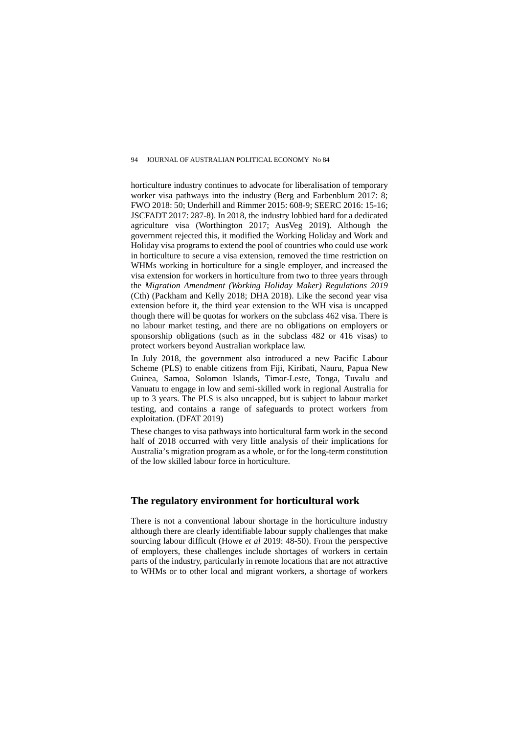horticulture industry continues to advocate for liberalisation of temporary worker visa pathways into the industry (Berg and Farbenblum 2017: 8; FWO 2018: 50; Underhill and Rimmer 2015: 608-9; SEERC 2016: 15-16; JSCFADT 2017: 287-8). In 2018, the industry lobbied hard for a dedicated agriculture visa (Worthington 2017; AusVeg 2019). Although the government rejected this, it modified the Working Holiday and Work and Holiday visa programs to extend the pool of countries who could use work in horticulture to secure a visa extension, removed the time restriction on WHMs working in horticulture for a single employer, and increased the visa extension for workers in horticulture from two to three years through the *Migration Amendment (Working Holiday Maker) Regulations 2019* (Cth) (Packham and Kelly 2018; DHA 2018). Like the second year visa extension before it, the third year extension to the WH visa is uncapped though there will be quotas for workers on the subclass 462 visa. There is no labour market testing, and there are no obligations on employers or sponsorship obligations (such as in the subclass 482 or 416 visas) to protect workers beyond Australian workplace law.

In July 2018, the government also introduced a new Pacific Labour Scheme (PLS) to enable citizens from Fiji, Kiribati, Nauru, Papua New Guinea, Samoa, Solomon Islands, Timor-Leste, Tonga, Tuvalu and Vanuatu to engage in low and semi-skilled work in regional Australia for up to 3 years. The PLS is also uncapped, but is subject to labour market testing, and contains a range of safeguards to protect workers from exploitation. (DFAT 2019)

These changes to visa pathways into horticultural farm work in the second half of 2018 occurred with very little analysis of their implications for Australia's migration program as a whole, or for the long-term constitution of the low skilled labour force in horticulture.

## The regulatory environment for horticultural work

There is not a conventional labour shortage in the horticulture industry although there are clearly identifiable labour supply challenges that make sourcing labour difficult (Howe *et al* 2019: 48-50). From the perspective of employers, these challenges include shortages of workers in certain parts of the industry, particularly in remote locations that are not attractive to WHMs or to other local and migrant workers, a shortage of workers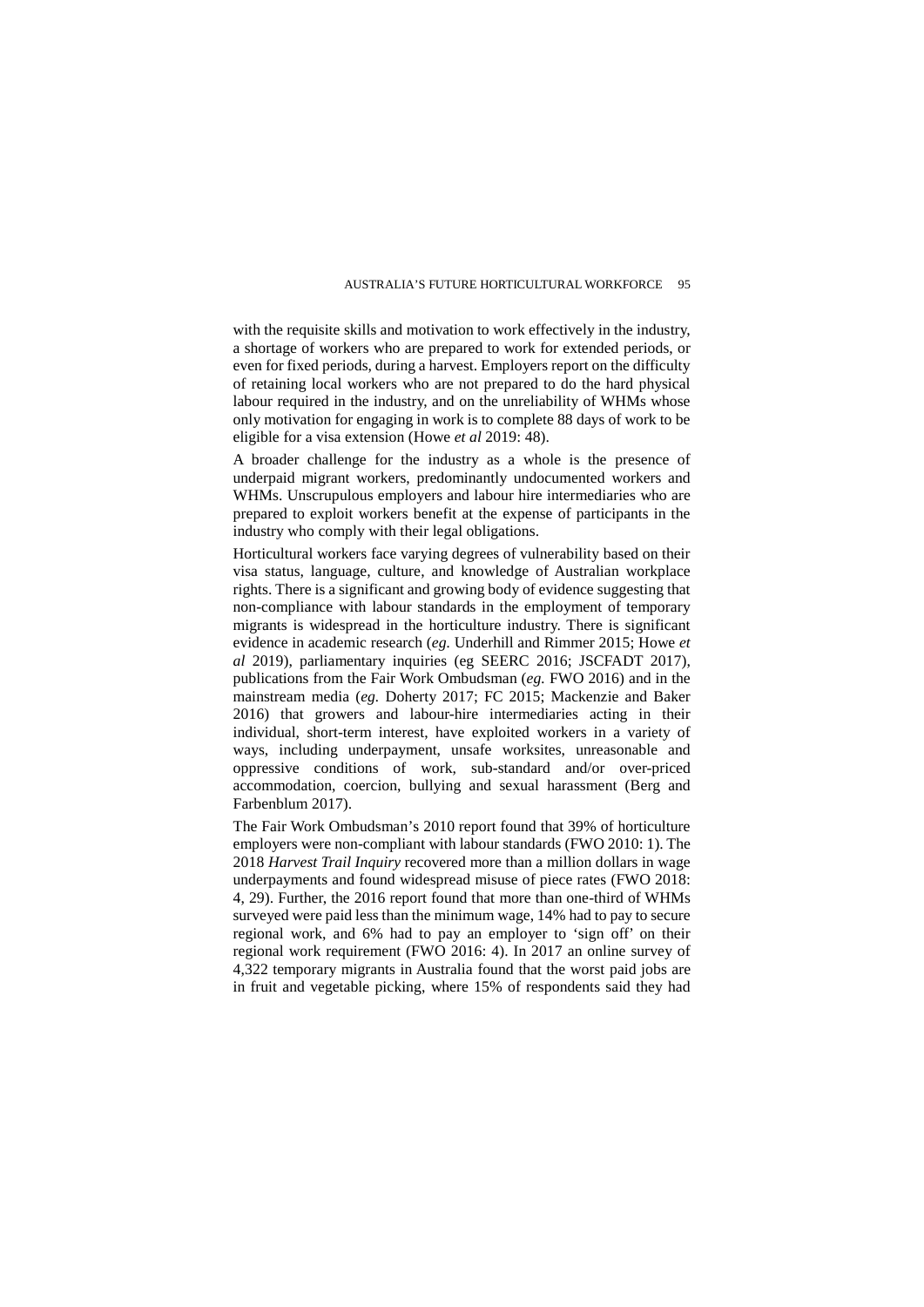with the requisite skills and motivation to work effectively in the industry, a shortage of workers who are prepared to work for extended periods, or even for fixed periods, during a harvest. Employers report on the difficulty of retaining local workers who are not prepared to do the hard physical labour required in the industry, and on the unreliability of WHMs whose only motivation for engaging in work is to complete 88 days of work to be eligible for a visa extension (Howe *et al* 2019: 48).

A broader challenge for the industry as a whole is the presence of underpaid migrant workers, predominantly undocumented workers and WHMs. Unscrupulous employers and labour hire intermediaries who are prepared to exploit workers benefit at the expense of participants in the industry who comply with their legal obligations.

Horticultural workers face varying degrees of vulnerability based on their visa status, language, culture, and knowledge of Australian workplace rights. There is a significant and growing body of evidence suggesting that non-compliance with labour standards in the employment of temporary migrants is widespread in the horticulture industry. There is significant evidence in academic research (*eg.* Underhill and Rimmer 2015; Howe *et al* 2019), parliamentary inquiries (eg SEERC 2016; JSCFADT 2017), publications from the Fair Work Ombudsman (*eg.* FWO 2016) and in the mainstream media (*eg.* Doherty 2017; FC 2015; Mackenzie and Baker 2016) that growers and labour-hire intermediaries acting in their individual, short-term interest, have exploited workers in a variety of ways, including underpayment, unsafe worksites, unreasonable and oppressive conditions of work, sub-standard and/or over-priced accommodation, coercion, bullying and sexual harassment (Berg and Farbenblum 2017).

The Fair Work Ombudsman's 2010 report found that 39% of horticulture employers were non-compliant with labour standards (FWO 2010: 1). The 2018 *Harvest Trail Inquiry* recovered more than a million dollars in wage underpayments and found widespread misuse of piece rates (FWO 2018: 4, 29). Further, the 2016 report found that more than one-third of WHMs surveyed were paid less than the minimum wage, 14% had to pay to secure regional work, and 6% had to pay an employer to 'sign off' on their regional work requirement (FWO 2016: 4). In 2017 an online survey of 4,322 temporary migrants in Australia found that the worst paid jobs are in fruit and vegetable picking, where 15% of respondents said they had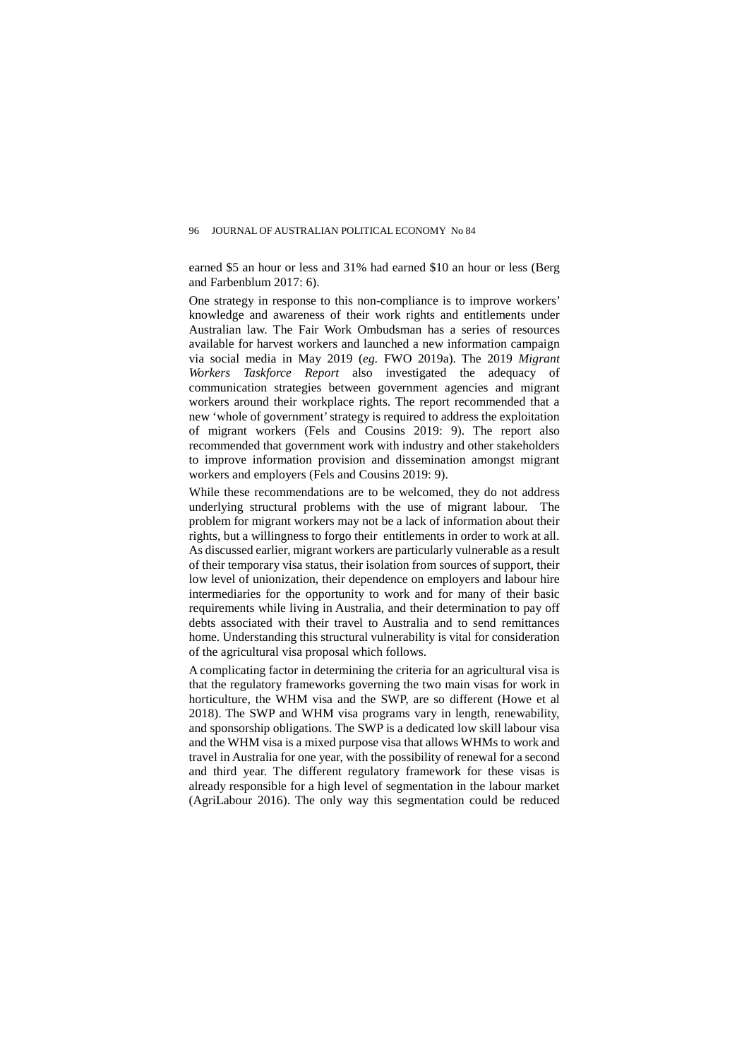earned $5 an hour or less and 31% had earned $10 an hour or less (Berg and Farbenblum 2017: 6).

One strategy in response to this non-compliance is to improve workers' knowledge and awareness of their work rights and entitlements under Australian law. The Fair Work Ombudsman has a series of resources available for harvest workers and launched a new information campaign via social media in May 2019 (*eg.* FWO 2019a). The 2019 *Migrant Workers Taskforce Report* also investigated the adequacy of communication strategies between government agencies and migrant workers around their workplace rights. The report recommended that a new 'whole of government' strategy is required to address the exploitation of migrant workers (Fels and Cousins 2019: 9). The report also recommended that government work with industry and other stakeholders to improve information provision and dissemination amongst migrant workers and employers (Fels and Cousins 2019: 9).

While these recommendations are to be welcomed, they do not address underlying structural problems with the use of migrant labour. The problem for migrant workers may not be a lack of information about their rights, but a willingness to forgo their entitlements in order to work at all. As discussed earlier, migrant workers are particularly vulnerable as a result of their temporary visa status, their isolation from sources of support, their low level of unionization, their dependence on employers and labour hire intermediaries for the opportunity to work and for many of their basic requirements while living in Australia, and their determination to pay off debts associated with their travel to Australia and to send remittances home. Understanding this structural vulnerability is vital for consideration of the agricultural visa proposal which follows.

A complicating factor in determining the criteria for an agricultural visa is that the regulatory frameworks governing the two main visas for work in horticulture, the WHM visa and the SWP, are so different (Howe et al 2018). The SWP and WHM visa programs vary in length, renewability, and sponsorship obligations. The SWP is a dedicated low skill labour visa and the WHM visa is a mixed purpose visa that allows WHMs to work and travel in Australia for one year, with the possibility of renewal for a second and third year. The different regulatory framework for these visas is already responsible for a high level of segmentation in the labour market (AgriLabour 2016). The only way this segmentation could be reduced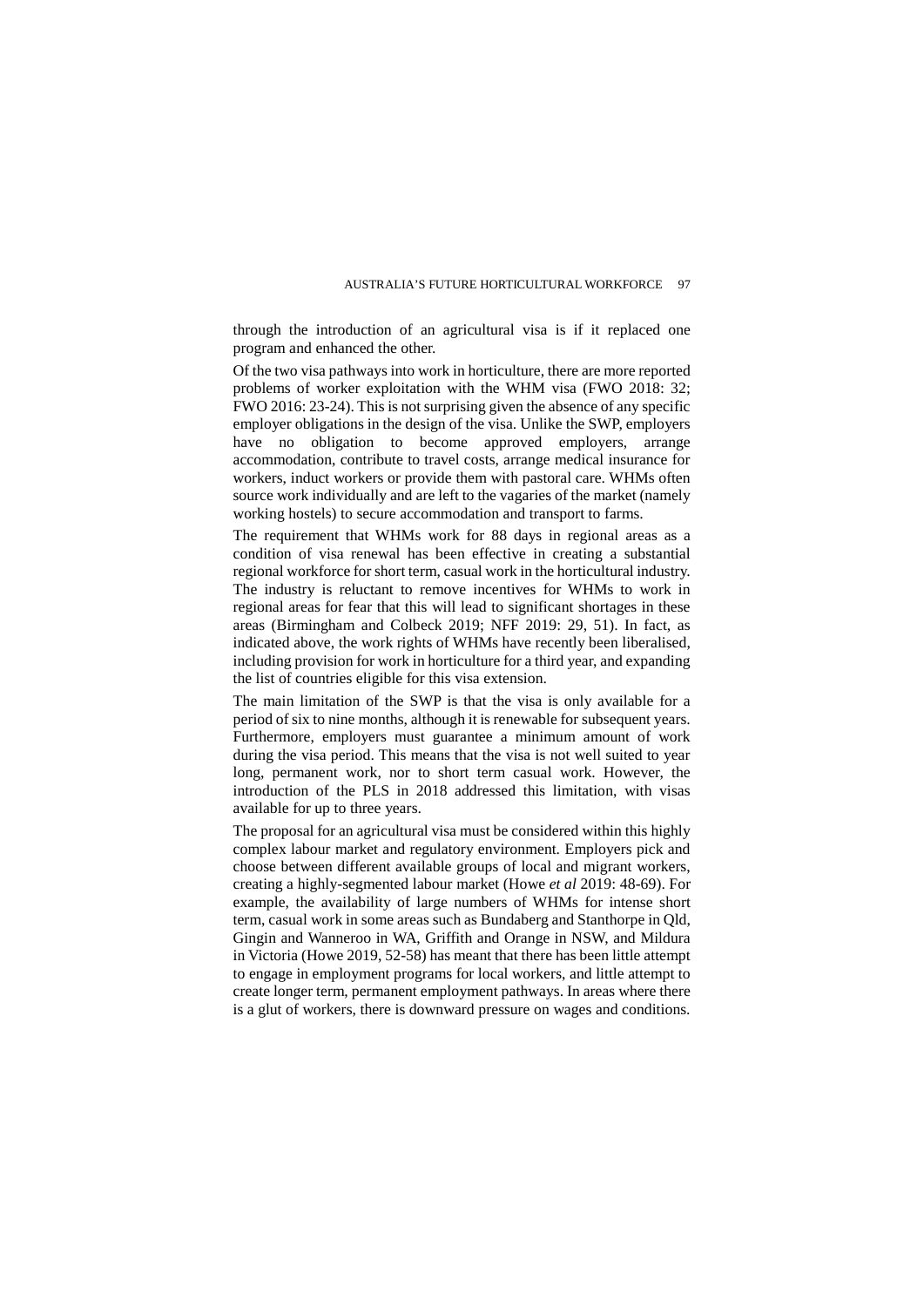through the introduction of an agricultural visa is if it replaced one program and enhanced the other.

Of the two visa pathways into work in horticulture, there are more reported problems of worker exploitation with the WHM visa (FWO 2018: 32; FWO 2016: 23-24). This is not surprising given the absence of any specific employer obligations in the design of the visa. Unlike the SWP, employers have no obligation to become approved employers, arrange accommodation, contribute to travel costs, arrange medical insurance for workers, induct workers or provide them with pastoral care. WHMs often source work individually and are left to the vagaries of the market (namely working hostels) to secure accommodation and transport to farms.

The requirement that WHMs work for 88 days in regional areas as a condition of visa renewal has been effective in creating a substantial regional workforce for short term, casual work in the horticultural industry. The industry is reluctant to remove incentives for WHMs to work in regional areas for fear that this will lead to significant shortages in these areas (Birmingham and Colbeck 2019; NFF 2019: 29, 51). In fact, as indicated above, the work rights of WHMs have recently been liberalised, including provision for work in horticulture for a third year, and expanding the list of countries eligible for this visa extension.

The main limitation of the SWP is that the visa is only available for a period of six to nine months, although it is renewable for subsequent years. Furthermore, employers must guarantee a minimum amount of work during the visa period. This means that the visa is not well suited to year long, permanent work, nor to short term casual work. However, the introduction of the PLS in 2018 addressed this limitation, with visas available for up to three years.

The proposal for an agricultural visa must be considered within this highly complex labour market and regulatory environment. Employers pick and choose between different available groups of local and migrant workers, creating a highly-segmented labour market (Howe *et al* 2019: 48-69). For example, the availability of large numbers of WHMs for intense short term, casual work in some areas such as Bundaberg and Stanthorpe in Qld, Gingin and Wanneroo in WA, Griffith and Orange in NSW, and Mildura in Victoria (Howe 2019, 52-58) has meant that there has been little attempt to engage in employment programs for local workers, and little attempt to create longer term, permanent employment pathways. In areas where there is a glut of workers, there is downward pressure on wages and conditions.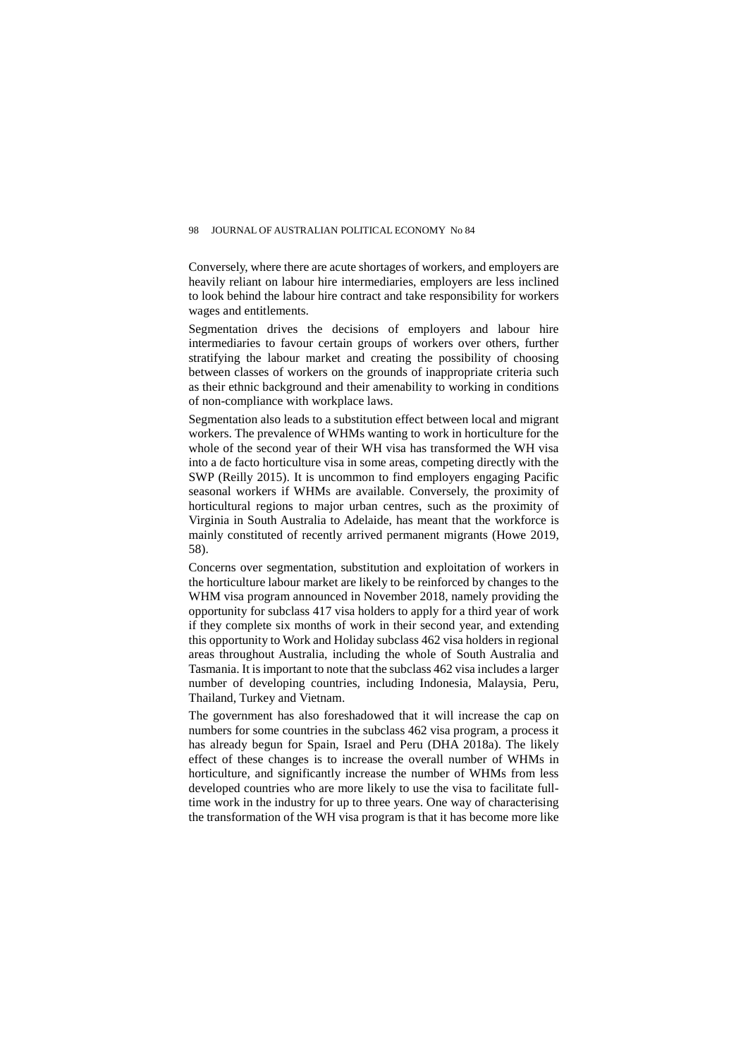Conversely, where there are acute shortages of workers, and employers are heavily reliant on labour hire intermediaries, employers are less inclined to look behind the labour hire contract and take responsibility for workers wages and entitlements.

Segmentation drives the decisions of employers and labour hire intermediaries to favour certain groups of workers over others, further stratifying the labour market and creating the possibility of choosing between classes of workers on the grounds of inappropriate criteria such as their ethnic background and their amenability to working in conditions of non-compliance with workplace laws.

Segmentation also leads to a substitution effect between local and migrant workers. The prevalence of WHMs wanting to work in horticulture for the whole of the second year of their WH visa has transformed the WH visa into a de facto horticulture visa in some areas, competing directly with the SWP (Reilly 2015). It is uncommon to find employers engaging Pacific seasonal workers if WHMs are available. Conversely, the proximity of horticultural regions to major urban centres, such as the proximity of Virginia in South Australia to Adelaide, has meant that the workforce is mainly constituted of recently arrived permanent migrants (Howe 2019, 58).

Concerns over segmentation, substitution and exploitation of workers in the horticulture labour market are likely to be reinforced by changes to the WHM visa program announced in November 2018, namely providing the opportunity for subclass 417 visa holders to apply for a third year of work if they complete six months of work in their second year, and extending this opportunity to Work and Holiday subclass 462 visa holders in regional areas throughout Australia, including the whole of South Australia and Tasmania. It is important to note that the subclass 462 visa includes a larger number of developing countries, including Indonesia, Malaysia, Peru, Thailand, Turkey and Vietnam.

The government has also foreshadowed that it will increase the cap on numbers for some countries in the subclass 462 visa program, a process it has already begun for Spain, Israel and Peru (DHA 2018a). The likely effect of these changes is to increase the overall number of WHMs in horticulture, and significantly increase the number of WHMs from less developed countries who are more likely to use the visa to facilitate full-time work in the industry for up to three years. One way of characterising the transformation of the WH visa program is that it has become more like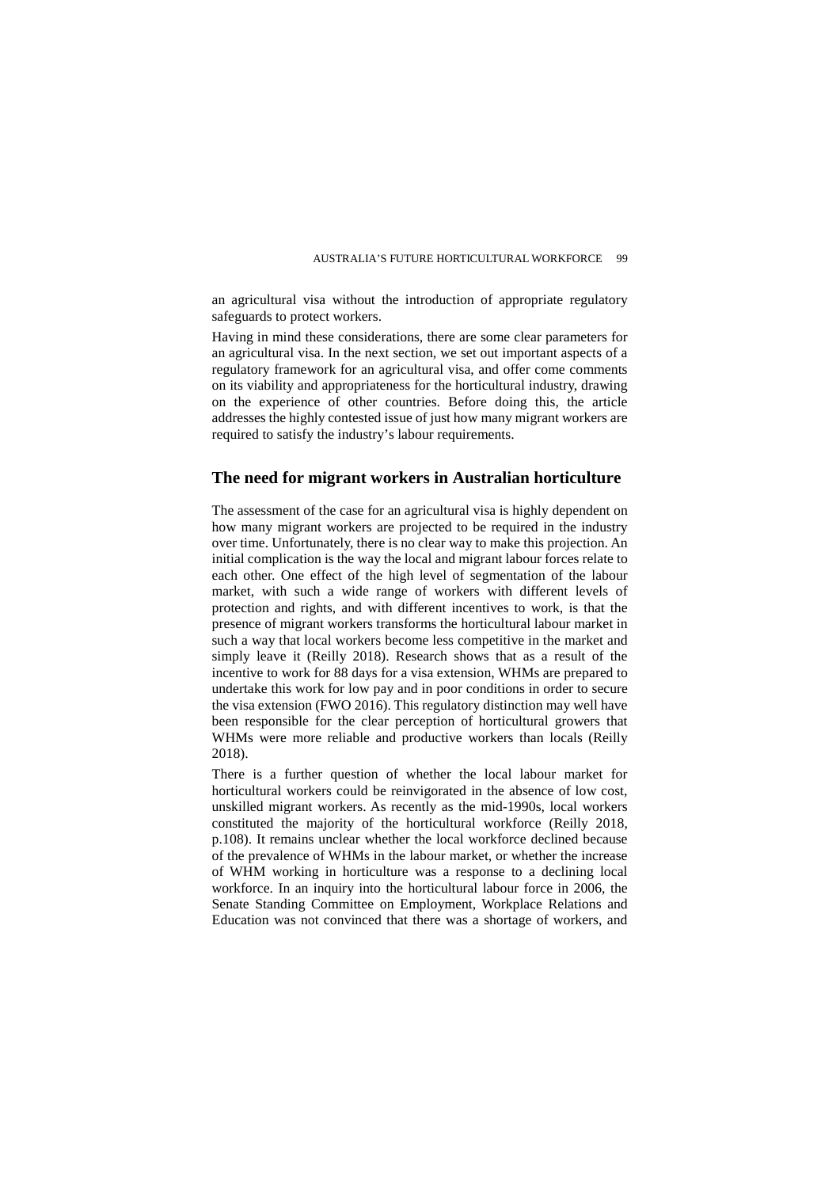an agricultural visa without the introduction of appropriate regulatory safeguards to protect workers.

Having in mind these considerations, there are some clear parameters for an agricultural visa. In the next section, we set out important aspects of a regulatory framework for an agricultural visa, and offer come comments on its viability and appropriateness for the horticultural industry, drawing on the experience of other countries. Before doing this, the article addresses the highly contested issue of just how many migrant workers are required to satisfy the industry's labour requirements.

## The need for migrant workers in Australian horticulture

The assessment of the case for an agricultural visa is highly dependent on how many migrant workers are projected to be required in the industry over time. Unfortunately, there is no clear way to make this projection. An initial complication is the way the local and migrant labour forces relate to each other. One effect of the high level of segmentation of the labour market, with such a wide range of workers with different levels of protection and rights, and with different incentives to work, is that the presence of migrant workers transforms the horticultural labour market in such a way that local workers become less competitive in the market and simply leave it (Reilly 2018). Research shows that as a result of the incentive to work for 88 days for a visa extension, WHMs are prepared to undertake this work for low pay and in poor conditions in order to secure the visa extension (FWO 2016). This regulatory distinction may well have been responsible for the clear perception of horticultural growers that WHMs were more reliable and productive workers than locals (Reilly 2018).

There is a further question of whether the local labour market for horticultural workers could be reinvigorated in the absence of low cost, unskilled migrant workers. As recently as the mid-1990s, local workers constituted the majority of the horticultural workforce (Reilly 2018, p.108). It remains unclear whether the local workforce declined because of the prevalence of WHMs in the labour market, or whether the increase of WHM working in horticulture was a response to a declining local workforce. In an inquiry into the horticultural labour force in 2006, the Senate Standing Committee on Employment, Workplace Relations and Education was not convinced that there was a shortage of workers, and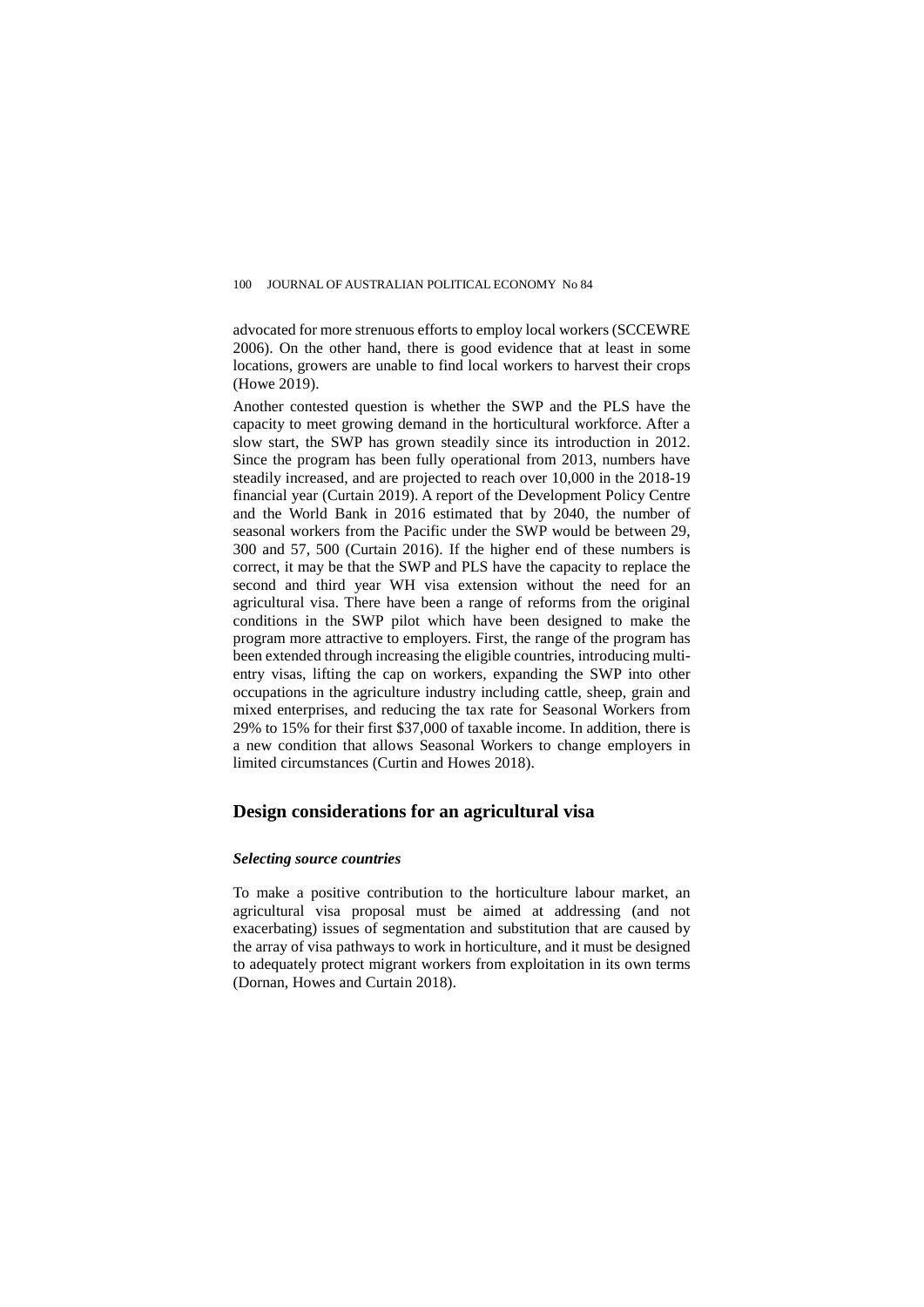advocated for more strenuous efforts to employ local workers (SCCEWRE 2006). On the other hand, there is good evidence that at least in some locations, growers are unable to find local workers to harvest their crops (Howe 2019).

Another contested question is whether the SWP and the PLS have the capacity to meet growing demand in the horticultural workforce. After a slow start, the SWP has grown steadily since its introduction in 2012. Since the program has been fully operational from 2013, numbers have steadily increased, and are projected to reach over 10,000 in the 2018-19 financial year (Curtain 2019). A report of the Development Policy Centre and the World Bank in 2016 estimated that by 2040, the number of seasonal workers from the Pacific under the SWP would be between 29, 300 and 57, 500 (Curtain 2016). If the higher end of these numbers is correct, it may be that the SWP and PLS have the capacity to replace the second and third year WH visa extension without the need for an agricultural visa. There have been a range of reforms from the original conditions in the SWP pilot which have been designed to make the program more attractive to employers. First, the range of the program has been extended through increasing the eligible countries, introducing multi-entry visas, lifting the cap on workers, expanding the SWP into other occupations in the agriculture industry including cattle, sheep, grain and mixed enterprises, and reducing the tax rate for Seasonal Workers from 29% to 15% for their first $37,000 of taxable income. In addition, there is a new condition that allows Seasonal Workers to change employers in limited circumstances (Curtin and Howes 2018).

## Design considerations for an agricultural visa

### *Selecting source countries*

To make a positive contribution to the horticulture labour market, an agricultural visa proposal must be aimed at addressing (and not exacerbating) issues of segmentation and substitution that are caused by the array of visa pathways to work in horticulture, and it must be designed to adequately protect migrant workers from exploitation in its own terms (Dornan, Howes and Curtain 2018).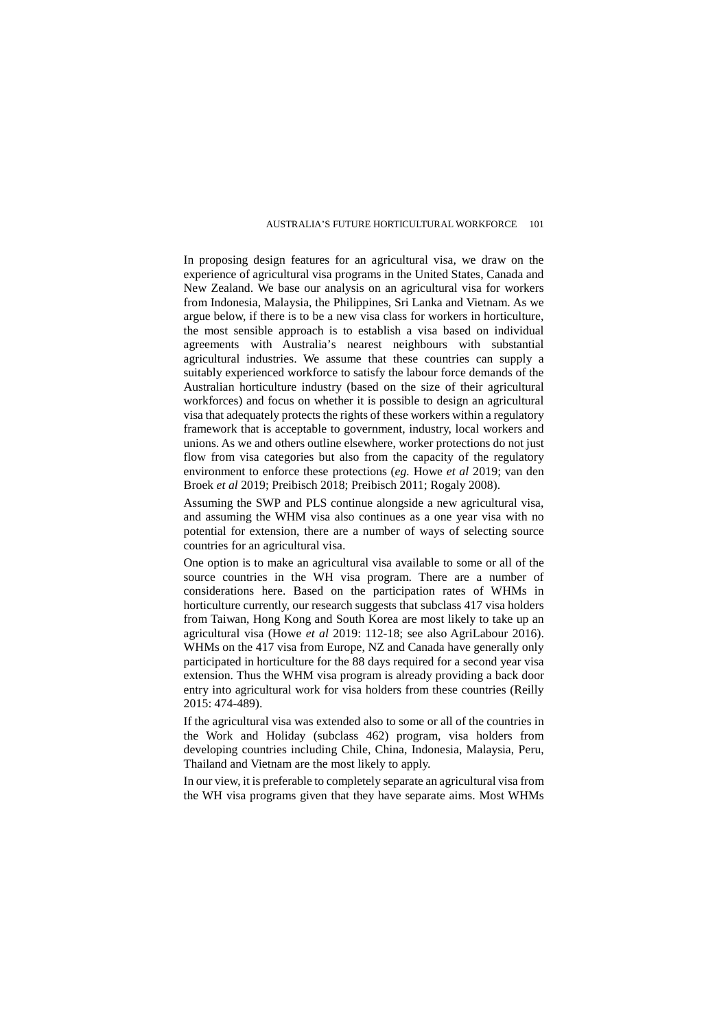In proposing design features for an agricultural visa, we draw on the experience of agricultural visa programs in the United States, Canada and New Zealand. We base our analysis on an agricultural visa for workers from Indonesia, Malaysia, the Philippines, Sri Lanka and Vietnam. As we argue below, if there is to be a new visa class for workers in horticulture, the most sensible approach is to establish a visa based on individual agreements with Australia's nearest neighbours with substantial agricultural industries. We assume that these countries can supply a suitably experienced workforce to satisfy the labour force demands of the Australian horticulture industry (based on the size of their agricultural workforces) and focus on whether it is possible to design an agricultural visa that adequately protects the rights of these workers within a regulatory framework that is acceptable to government, industry, local workers and unions. As we and others outline elsewhere, worker protections do not just flow from visa categories but also from the capacity of the regulatory environment to enforce these protections (*eg.* Howe *et al* 2019; van den Broek *et al* 2019; Preibisch 2018; Preibisch 2011; Rogaly 2008).

Assuming the SWP and PLS continue alongside a new agricultural visa, and assuming the WHM visa also continues as a one year visa with no potential for extension, there are a number of ways of selecting source countries for an agricultural visa.

One option is to make an agricultural visa available to some or all of the source countries in the WH visa program. There are a number of considerations here. Based on the participation rates of WHMs in horticulture currently, our research suggests that subclass 417 visa holders from Taiwan, Hong Kong and South Korea are most likely to take up an agricultural visa (Howe *et al* 2019: 112-18; see also AgriLabour 2016). WHMs on the 417 visa from Europe, NZ and Canada have generally only participated in horticulture for the 88 days required for a second year visa extension. Thus the WHM visa program is already providing a back door entry into agricultural work for visa holders from these countries (Reilly 2015: 474-489).

If the agricultural visa was extended also to some or all of the countries in the Work and Holiday (subclass 462) program, visa holders from developing countries including Chile, China, Indonesia, Malaysia, Peru, Thailand and Vietnam are the most likely to apply.

In our view, it is preferable to completely separate an agricultural visa from the WH visa programs given that they have separate aims. Most WHMs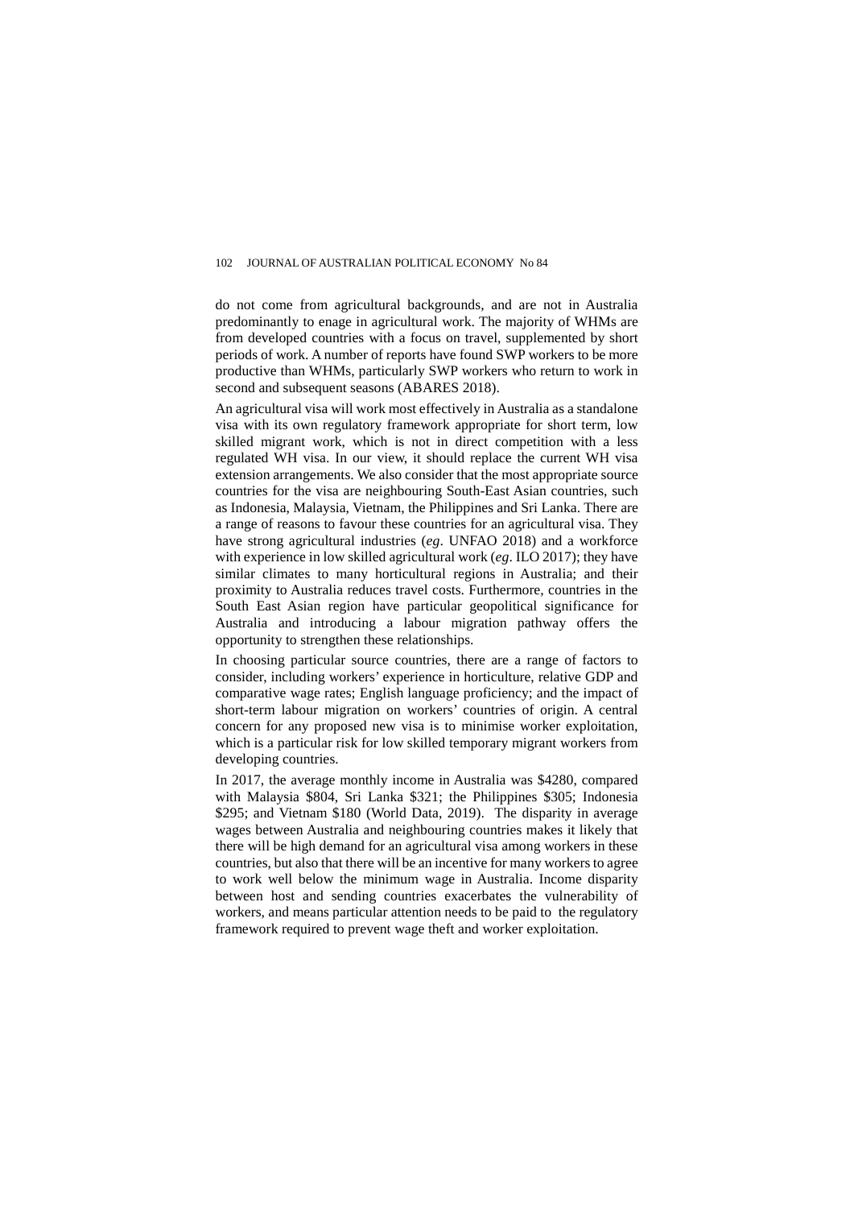do not come from agricultural backgrounds, and are not in Australia predominantly to enage in agricultural work. The majority of WHMs are from developed countries with a focus on travel, supplemented by short periods of work. A number of reports have found SWP workers to be more productive than WHMs, particularly SWP workers who return to work in second and subsequent seasons (ABARES 2018).

An agricultural visa will work most effectively in Australia as a standalone visa with its own regulatory framework appropriate for short term, low skilled migrant work, which is not in direct competition with a less regulated WH visa. In our view, it should replace the current WH visa extension arrangements. We also consider that the most appropriate source countries for the visa are neighbouring South-East Asian countries, such as Indonesia, Malaysia, Vietnam, the Philippines and Sri Lanka. There are a range of reasons to favour these countries for an agricultural visa. They have strong agricultural industries (*eg*. UNFAO 2018) and a workforce with experience in low skilled agricultural work (*eg*. ILO 2017); they have similar climates to many horticultural regions in Australia; and their proximity to Australia reduces travel costs. Furthermore, countries in the South East Asian region have particular geopolitical significance for Australia and introducing a labour migration pathway offers the opportunity to strengthen these relationships.

In choosing particular source countries, there are a range of factors to consider, including workers' experience in horticulture, relative GDP and comparative wage rates; English language proficiency; and the impact of short-term labour migration on workers' countries of origin. A central concern for any proposed new visa is to minimise worker exploitation, which is a particular risk for low skilled temporary migrant workers from developing countries.

In 2017, the average monthly income in Australia was $4280, compared with Malaysia $804, Sri Lanka $321; the Philippines $305; Indonesia $295; and Vietnam $180 (World Data, 2019). The disparity in average wages between Australia and neighbouring countries makes it likely that there will be high demand for an agricultural visa among workers in these countries, but also that there will be an incentive for many workers to agree to work well below the minimum wage in Australia. Income disparity between host and sending countries exacerbates the vulnerability of workers, and means particular attention needs to be paid to the regulatory framework required to prevent wage theft and worker exploitation.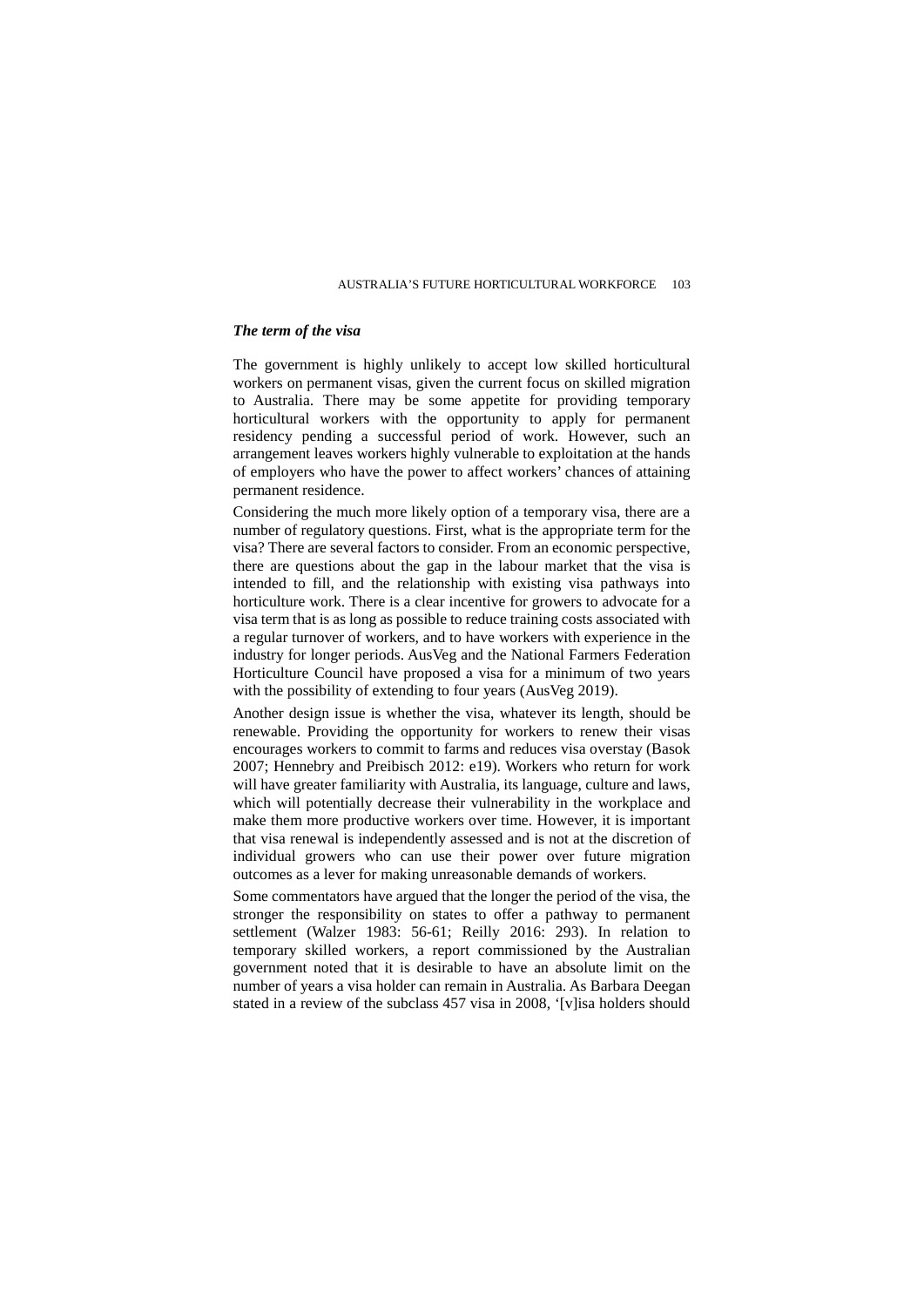### *The term of the visa*

The government is highly unlikely to accept low skilled horticultural workers on permanent visas, given the current focus on skilled migration to Australia. There may be some appetite for providing temporary horticultural workers with the opportunity to apply for permanent residency pending a successful period of work. However, such an arrangement leaves workers highly vulnerable to exploitation at the hands of employers who have the power to affect workers' chances of attaining permanent residence.

Considering the much more likely option of a temporary visa, there are a number of regulatory questions. First, what is the appropriate term for the visa? There are several factors to consider. From an economic perspective, there are questions about the gap in the labour market that the visa is intended to fill, and the relationship with existing visa pathways into horticulture work. There is a clear incentive for growers to advocate for a visa term that is as long as possible to reduce training costs associated with a regular turnover of workers, and to have workers with experience in the industry for longer periods. AusVeg and the National Farmers Federation Horticulture Council have proposed a visa for a minimum of two years with the possibility of extending to four years (AusVeg 2019).

Another design issue is whether the visa, whatever its length, should be renewable. Providing the opportunity for workers to renew their visas encourages workers to commit to farms and reduces visa overstay (Basok 2007; Hennebry and Preibisch 2012: e19). Workers who return for work will have greater familiarity with Australia, its language, culture and laws, which will potentially decrease their vulnerability in the workplace and make them more productive workers over time. However, it is important that visa renewal is independently assessed and is not at the discretion of individual growers who can use their power over future migration outcomes as a lever for making unreasonable demands of workers.

Some commentators have argued that the longer the period of the visa, the stronger the responsibility on states to offer a pathway to permanent settlement (Walzer 1983: 56-61; Reilly 2016: 293). In relation to temporary skilled workers, a report commissioned by the Australian government noted that it is desirable to have an absolute limit on the number of years a visa holder can remain in Australia. As Barbara Deegan stated in a review of the subclass 457 visa in 2008, '[v]isa holders should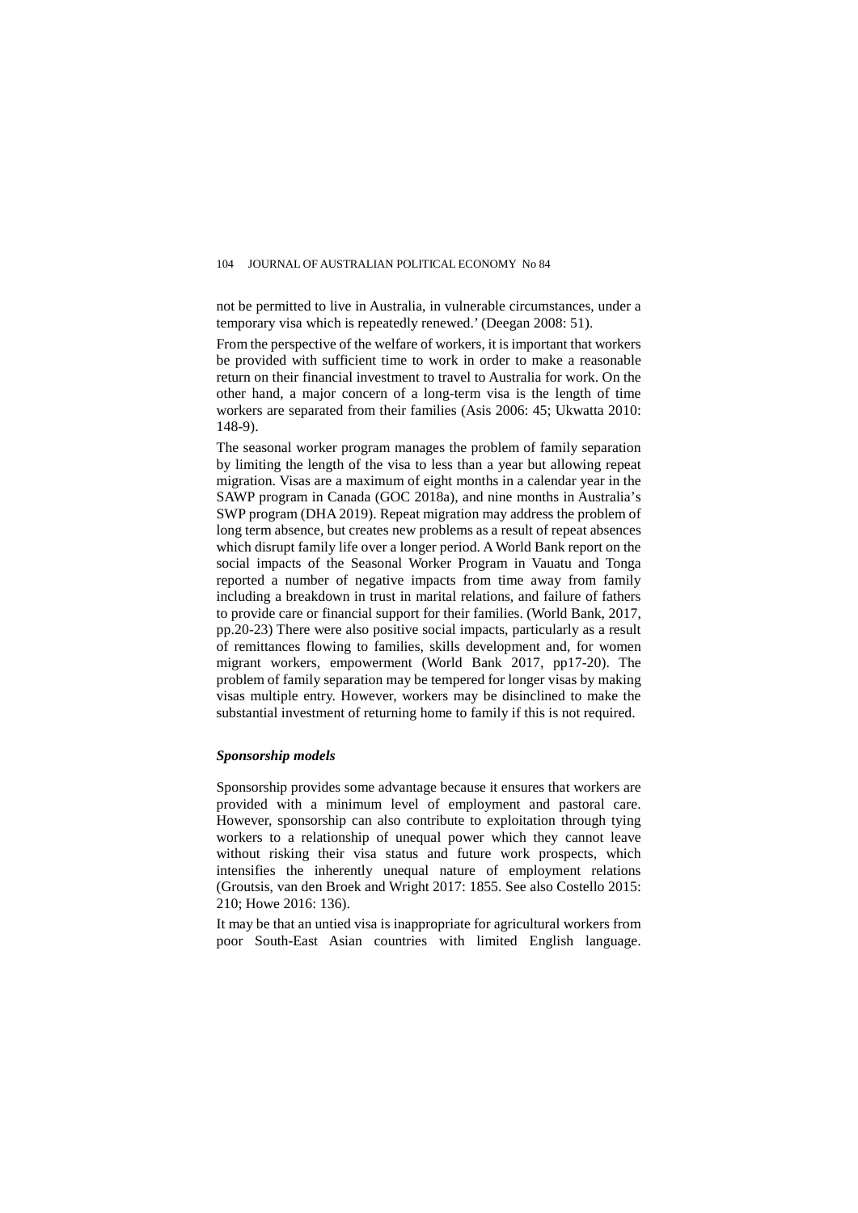not be permitted to live in Australia, in vulnerable circumstances, under a temporary visa which is repeatedly renewed.' (Deegan 2008: 51).

From the perspective of the welfare of workers, it is important that workers be provided with sufficient time to work in order to make a reasonable return on their financial investment to travel to Australia for work. On the other hand, a major concern of a long-term visa is the length of time workers are separated from their families (Asis 2006: 45; Ukwatta 2010: 148-9).

The seasonal worker program manages the problem of family separation by limiting the length of the visa to less than a year but allowing repeat migration. Visas are a maximum of eight months in a calendar year in the SAWP program in Canada (GOC 2018a), and nine months in Australia's SWP program (DHA 2019). Repeat migration may address the problem of long term absence, but creates new problems as a result of repeat absences which disrupt family life over a longer period. A World Bank report on the social impacts of the Seasonal Worker Program in Vauatu and Tonga reported a number of negative impacts from time away from family including a breakdown in trust in marital relations, and failure of fathers to provide care or financial support for their families. (World Bank, 2017, pp.20-23) There were also positive social impacts, particularly as a result of remittances flowing to families, skills development and, for women migrant workers, empowerment (World Bank 2017, pp17-20). The problem of family separation may be tempered for longer visas by making visas multiple entry. However, workers may be disinclined to make the substantial investment of returning home to family if this is not required.

### *Sponsorship models*

Sponsorship provides some advantage because it ensures that workers are provided with a minimum level of employment and pastoral care. However, sponsorship can also contribute to exploitation through tying workers to a relationship of unequal power which they cannot leave without risking their visa status and future work prospects, which intensifies the inherently unequal nature of employment relations (Groutsis, van den Broek and Wright 2017: 1855. See also Costello 2015: 210; Howe 2016: 136).

It may be that an untied visa is inappropriate for agricultural workers from poor South-East Asian countries with limited English language.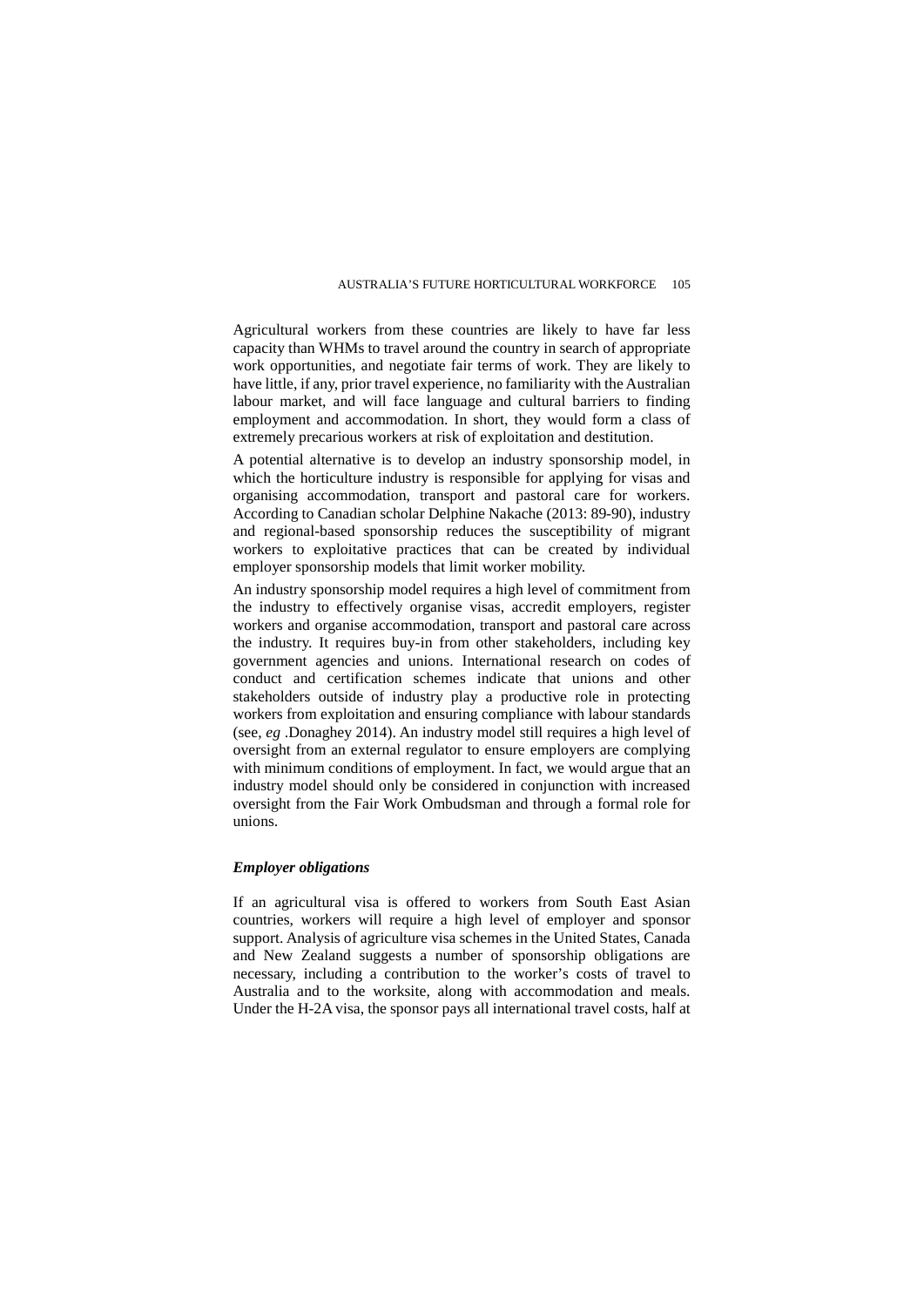Agricultural workers from these countries are likely to have far less capacity than WHMs to travel around the country in search of appropriate work opportunities, and negotiate fair terms of work. They are likely to have little, if any, prior travel experience, no familiarity with the Australian labour market, and will face language and cultural barriers to finding employment and accommodation. In short, they would form a class of extremely precarious workers at risk of exploitation and destitution.

A potential alternative is to develop an industry sponsorship model, in which the horticulture industry is responsible for applying for visas and organising accommodation, transport and pastoral care for workers. According to Canadian scholar Delphine Nakache (2013: 89-90), industry and regional-based sponsorship reduces the susceptibility of migrant workers to exploitative practices that can be created by individual employer sponsorship models that limit worker mobility.

An industry sponsorship model requires a high level of commitment from the industry to effectively organise visas, accredit employers, register workers and organise accommodation, transport and pastoral care across the industry. It requires buy-in from other stakeholders, including key government agencies and unions. International research on codes of conduct and certification schemes indicate that unions and other stakeholders outside of industry play a productive role in protecting workers from exploitation and ensuring compliance with labour standards (see, *eg* .Donaghey 2014). An industry model still requires a high level of oversight from an external regulator to ensure employers are complying with minimum conditions of employment. In fact, we would argue that an industry model should only be considered in conjunction with increased oversight from the Fair Work Ombudsman and through a formal role for unions.

### *Employer obligations*

If an agricultural visa is offered to workers from South East Asian countries, workers will require a high level of employer and sponsor support. Analysis of agriculture visa schemes in the United States, Canada and New Zealand suggests a number of sponsorship obligations are necessary, including a contribution to the worker's costs of travel to Australia and to the worksite, along with accommodation and meals. Under the H-2A visa, the sponsor pays all international travel costs, half at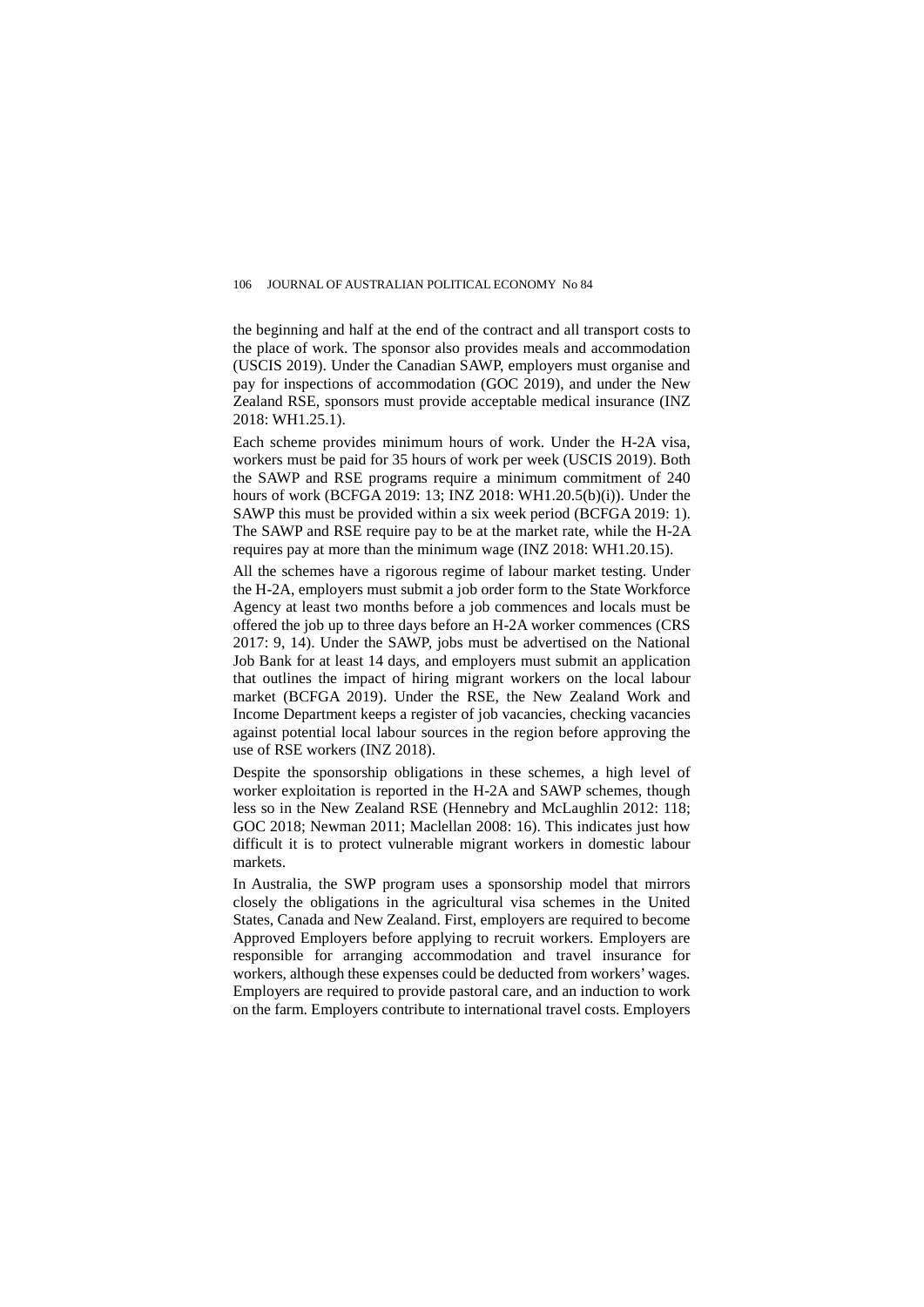the beginning and half at the end of the contract and all transport costs to the place of work. The sponsor also provides meals and accommodation (USCIS 2019). Under the Canadian SAWP, employers must organise and pay for inspections of accommodation (GOC 2019), and under the New Zealand RSE, sponsors must provide acceptable medical insurance (INZ 2018: WH1.25.1).

Each scheme provides minimum hours of work. Under the H-2A visa, workers must be paid for 35 hours of work per week (USCIS 2019). Both the SAWP and RSE programs require a minimum commitment of 240 hours of work (BCFGA 2019: 13; INZ 2018: WH1.20.5(b)(i)). Under the SAWP this must be provided within a six week period (BCFGA 2019: 1). The SAWP and RSE require pay to be at the market rate, while the H-2A requires pay at more than the minimum wage (INZ 2018: WH1.20.15).

All the schemes have a rigorous regime of labour market testing. Under the H-2A, employers must submit a job order form to the State Workforce Agency at least two months before a job commences and locals must be offered the job up to three days before an H-2A worker commences (CRS 2017: 9, 14). Under the SAWP, jobs must be advertised on the National Job Bank for at least 14 days, and employers must submit an application that outlines the impact of hiring migrant workers on the local labour market (BCFGA 2019). Under the RSE, the New Zealand Work and Income Department keeps a register of job vacancies, checking vacancies against potential local labour sources in the region before approving the use of RSE workers (INZ 2018).

Despite the sponsorship obligations in these schemes, a high level of worker exploitation is reported in the H-2A and SAWP schemes, though less so in the New Zealand RSE (Hennebry and McLaughlin 2012: 118; GOC 2018; Newman 2011; Maclellan 2008: 16). This indicates just how difficult it is to protect vulnerable migrant workers in domestic labour markets.

In Australia, the SWP program uses a sponsorship model that mirrors closely the obligations in the agricultural visa schemes in the United States, Canada and New Zealand. First, employers are required to become Approved Employers before applying to recruit workers. Employers are responsible for arranging accommodation and travel insurance for workers, although these expenses could be deducted from workers' wages. Employers are required to provide pastoral care, and an induction to work on the farm. Employers contribute to international travel costs. Employers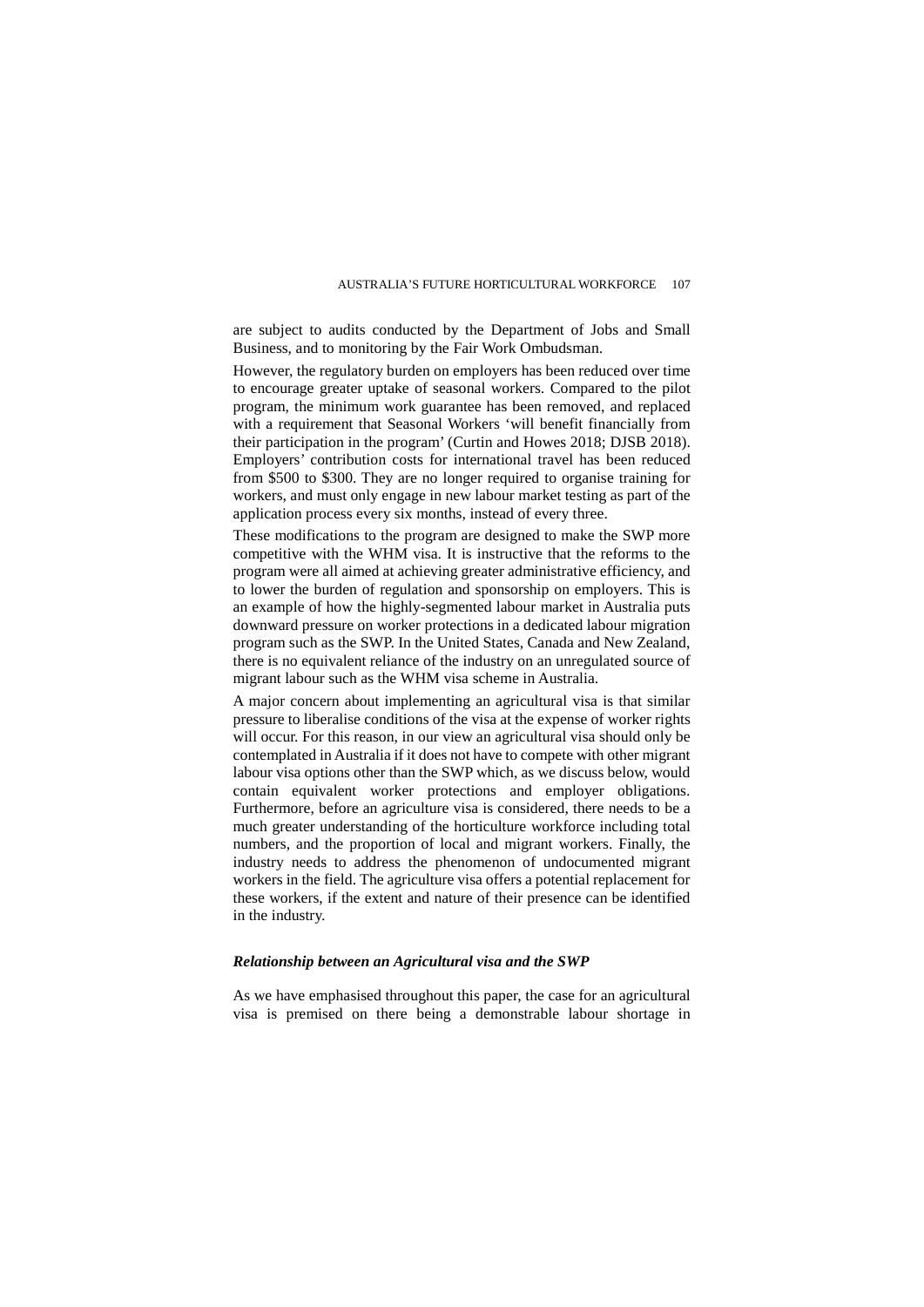are subject to audits conducted by the Department of Jobs and Small Business, and to monitoring by the Fair Work Ombudsman.

However, the regulatory burden on employers has been reduced over time to encourage greater uptake of seasonal workers. Compared to the pilot program, the minimum work guarantee has been removed, and replaced with a requirement that Seasonal Workers 'will benefit financially from their participation in the program' (Curtin and Howes 2018; DJSB 2018). Employers' contribution costs for international travel has been reduced from $500 to $300. They are no longer required to organise training for workers, and must only engage in new labour market testing as part of the application process every six months, instead of every three.

These modifications to the program are designed to make the SWP more competitive with the WHM visa. It is instructive that the reforms to the program were all aimed at achieving greater administrative efficiency, and to lower the burden of regulation and sponsorship on employers. This is an example of how the highly-segmented labour market in Australia puts downward pressure on worker protections in a dedicated labour migration program such as the SWP. In the United States, Canada and New Zealand, there is no equivalent reliance of the industry on an unregulated source of migrant labour such as the WHM visa scheme in Australia.

A major concern about implementing an agricultural visa is that similar pressure to liberalise conditions of the visa at the expense of worker rights will occur. For this reason, in our view an agricultural visa should only be contemplated in Australia if it does not have to compete with other migrant labour visa options other than the SWP which, as we discuss below, would contain equivalent worker protections and employer obligations. Furthermore, before an agriculture visa is considered, there needs to be a much greater understanding of the horticulture workforce including total numbers, and the proportion of local and migrant workers. Finally, the industry needs to address the phenomenon of undocumented migrant workers in the field. The agriculture visa offers a potential replacement for these workers, if the extent and nature of their presence can be identified in the industry.

### *Relationship between an Agricultural visa and the SWP*

As we have emphasised throughout this paper, the case for an agricultural visa is premised on there being a demonstrable labour shortage in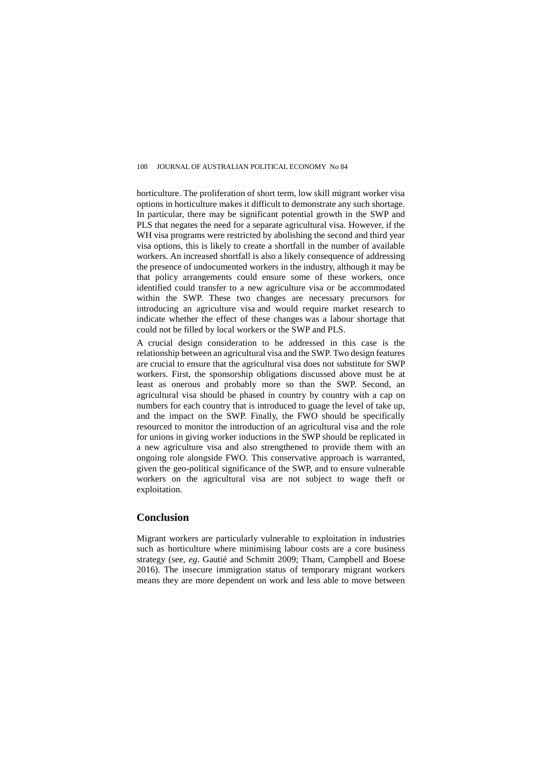horticulture. The proliferation of short term, low skill migrant worker visa options in horticulture makes it difficult to demonstrate any such shortage. In particular, there may be significant potential growth in the SWP and PLS that negates the need for a separate agricultural visa. However, if the WH visa programs were restricted by abolishing the second and third year visa options, this is likely to create a shortfall in the number of available workers. An increased shortfall is also a likely consequence of addressing the presence of undocumented workers in the industry, although it may be that policy arrangements could ensure some of these workers, once identified could transfer to a new agriculture visa or be accommodated within the SWP. These two changes are necessary precursors for introducing an agriculture visa and would require market research to indicate whether the effect of these changes was a labour shortage that could not be filled by local workers or the SWP and PLS.

A crucial design consideration to be addressed in this case is the relationship between an agricultural visa and the SWP. Two design features are crucial to ensure that the agricultural visa does not substitute for SWP workers. First, the sponsorship obligations discussed above must be at least as onerous and probably more so than the SWP. Second, an agricultural visa should be phased in country by country with a cap on numbers for each country that is introduced to guage the level of take up, and the impact on the SWP. Finally, the FWO should be specifically resourced to monitor the introduction of an agricultural visa and the role for unions in giving worker inductions in the SWP should be replicated in a new agriculture visa and also strengthened to provide them with an ongoing role alongside FWO. This conservative approach is warranted, given the geo-political significance of the SWP, and to ensure vulnerable workers on the agricultural visa are not subject to wage theft or exploitation.

## Conclusion

Migrant workers are particularly vulnerable to exploitation in industries such as horticulture where minimising labour costs are a core business strategy (see, *eg*. Gautié and Schmitt 2009; Tham, Campbell and Boese 2016). The insecure immigration status of temporary migrant workers means they are more dependent on work and less able to move between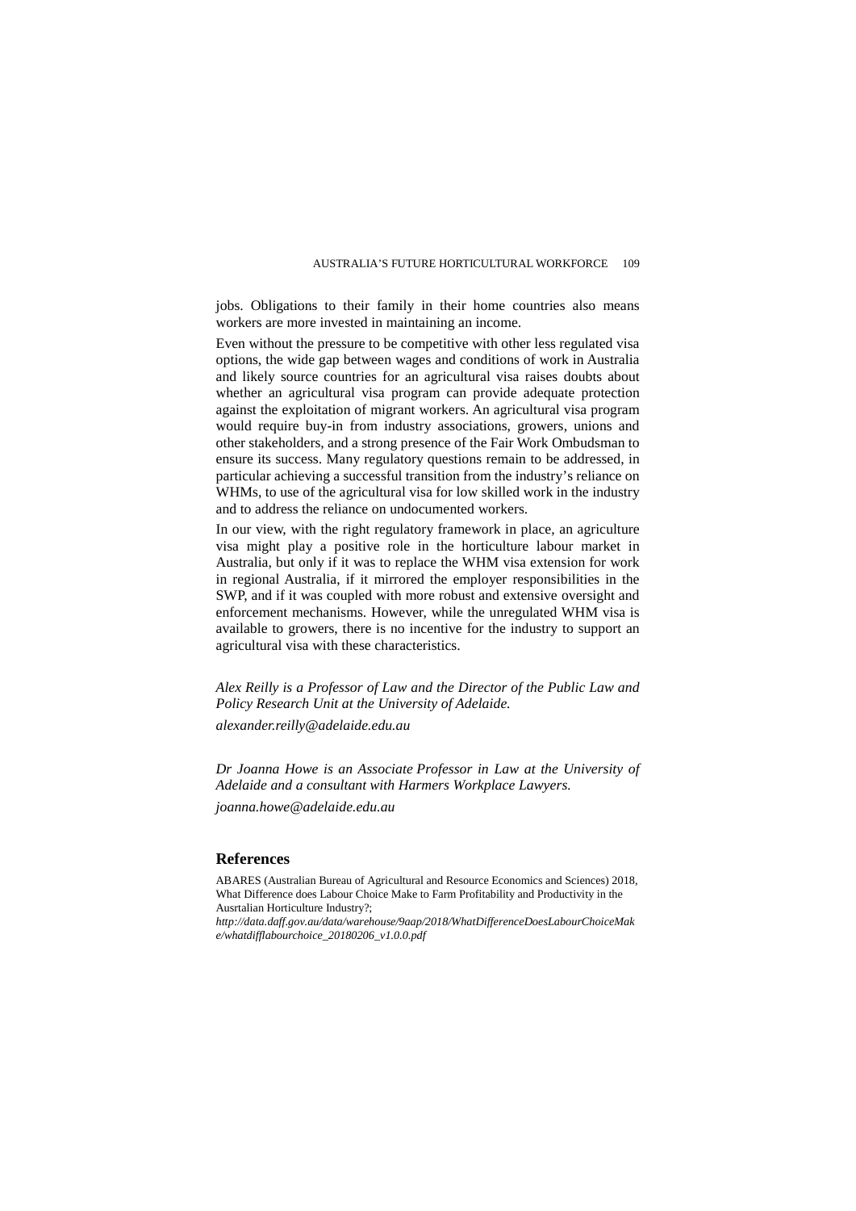jobs. Obligations to their family in their home countries also means workers are more invested in maintaining an income.

Even without the pressure to be competitive with other less regulated visa options, the wide gap between wages and conditions of work in Australia and likely source countries for an agricultural visa raises doubts about whether an agricultural visa program can provide adequate protection against the exploitation of migrant workers. An agricultural visa program would require buy-in from industry associations, growers, unions and other stakeholders, and a strong presence of the Fair Work Ombudsman to ensure its success. Many regulatory questions remain to be addressed, in particular achieving a successful transition from the industry's reliance on WHMs, to use of the agricultural visa for low skilled work in the industry and to address the reliance on undocumented workers.

In our view, with the right regulatory framework in place, an agriculture visa might play a positive role in the horticulture labour market in Australia, but only if it was to replace the WHM visa extension for work in regional Australia, if it mirrored the employer responsibilities in the SWP, and if it was coupled with more robust and extensive oversight and enforcement mechanisms. However, while the unregulated WHM visa is available to growers, there is no incentive for the industry to support an agricultural visa with these characteristics.

*Alex Reilly is a Professor of Law and the Director of the Public Law and Policy Research Unit at the University of Adelaide.*

*alexander.reilly@adelaide.edu.au*

*Dr Joanna Howe is an Associate Professor in Law at the University of Adelaide and a consultant with Harmers Workplace Lawyers.*

*joanna.howe@adelaide.edu.au*

## References

ABARES (Australian Bureau of Agricultural and Resource Economics and Sciences) 2018, What Difference does Labour Choice Make to Farm Profitability and Productivity in the Ausrtalian Horticulture Industry?; *http://data.daff.gov.au/data/warehouse/9aap/2018/WhatDifferenceDoesLabourChoiceMake/whatdifflabourchoice_20180206_v1.0.0.pdf*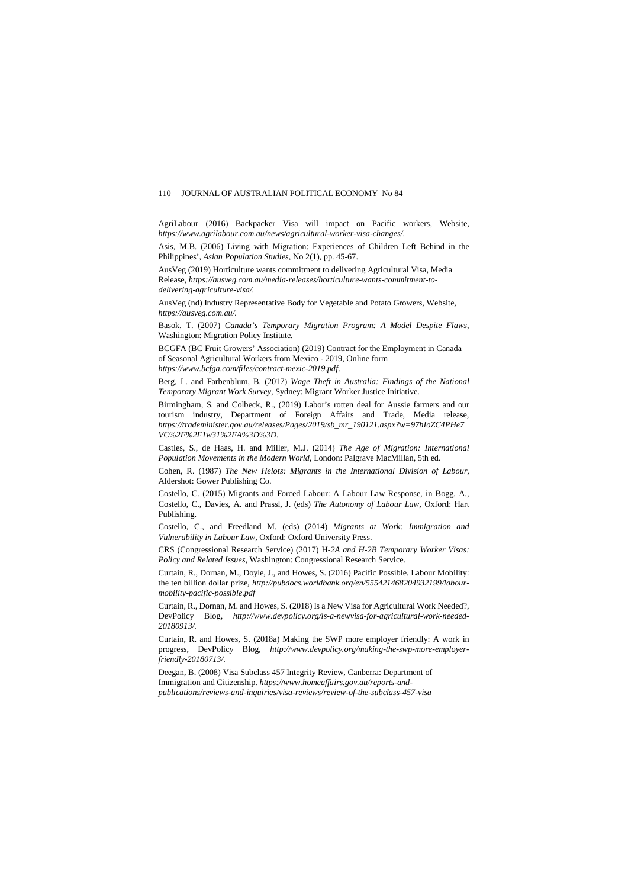AgriLabour (2016) Backpacker Visa will impact on Pacific workers, Website, *https://www.agrilabour.com.au/news/agricultural-worker-visa-changes/*.

Asis, M.B. (2006) Living with Migration: Experiences of Children Left Behind in the Philippines', *Asian Population Studies*, No 2(1), pp. 45-67.

AusVeg (2019) Horticulture wants commitment to delivering Agricultural Visa, Media Release, *https://ausveg.com.au/media-releases/horticulture-wants-commitment-to-delivering-agriculture-visa/.*

AusVeg (nd) Industry Representative Body for Vegetable and Potato Growers, Website, *https://ausveg.com.au/.*

Basok, T. (2007) *Canada's Temporary Migration Program: A Model Despite Flaws*, Washington: Migration Policy Institute.

BCGFA (BC Fruit Growers' Association) (2019) Contract for the Employment in Canada of Seasonal Agricultural Workers from Mexico - 2019, Online form *https://www.bcfga.com/files/contract-mexic-2019.pdf.*

Berg, L. and Farbenblum, B. (2017) *Wage Theft in Australia: Findings of the National Temporary Migrant Work Survey*, Sydney: Migrant Worker Justice Initiative.

Birmingham, S. and Colbeck, R., (2019) Labor's rotten deal for Aussie farmers and our tourism industry, Department of Foreign Affairs and Trade, Media release, *https://trademinister.gov.au/releases/Pages/2019/sb_mr_190121.aspx?w=97hIoZC4PHe7VC%2F%2F1w31%2FA%3D%3D.*

Castles, S., de Haas, H. and Miller, M.J. (2014) *The Age of Migration: International Population Movements in the Modern World*, London: Palgrave MacMillan, 5th ed.

Cohen, R. (1987) *The New Helots: Migrants in the International Division of Labour*, Aldershot: Gower Publishing Co.

Costello, C. (2015) Migrants and Forced Labour: A Labour Law Response, in Bogg, A., Costello, C., Davies, A. and Prassl, J. (eds) *The Autonomy of Labour Law*, Oxford: Hart Publishing.

Costello, C., and Freedland M. (eds) (2014) *Migrants at Work: Immigration and Vulnerability in Labour Law*, Oxford: Oxford University Press.

CRS (Congressional Research Service) (2017) H-*2A and H-2B Temporary Worker Visas: Policy and Related Issues*, Washington: Congressional Research Service.

Curtain, R., Dornan, M., Doyle, J., and Howes, S. (2016) Pacific Possible. Labour Mobility: the ten billion dollar prize, *http://pubdocs.worldbank.org/en/555421468204932199/labour-mobility-pacific-possible.pdf*

Curtain, R., Dornan, M. and Howes, S. (2018) Is a New Visa for Agricultural Work Needed?, DevPolicy Blog, *http://www.devpolicy.org/is-a-newvisa-for-agricultural-work-needed-20180913/.*

Curtain, R. and Howes, S. (2018a) Making the SWP more employer friendly: A work in progress, DevPolicy Blog, *http://www.devpolicy.org/making-the-swp-more-employer-friendly-20180713/.*

Deegan, B. (2008) Visa Subclass 457 Integrity Review, Canberra: Department of Immigration and Citizenship. *https://www.homeaffairs.gov.au/reports-and-publications/reviews-and-inquiries/visa-reviews/review-of-the-subclass-457-visa*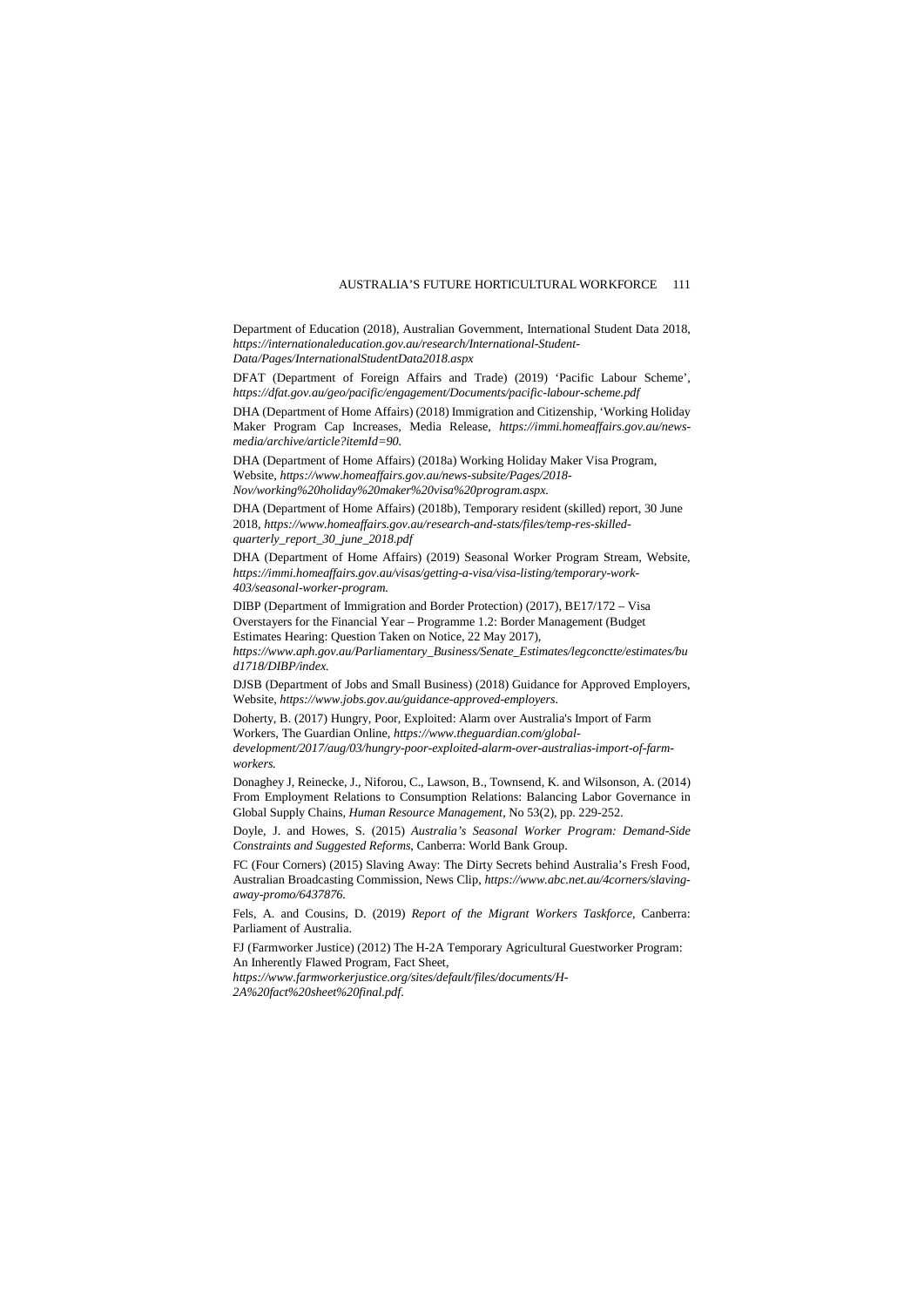Department of Education (2018), Australian Government, International Student Data 2018, *https://internationaleducation.gov.au/research/International-Student-Data/Pages/InternationalStudentData2018.aspx*

DFAT (Department of Foreign Affairs and Trade) (2019) 'Pacific Labour Scheme', *https://dfat.gov.au/geo/pacific/engagement/Documents/pacific-labour-scheme.pdf*

DHA (Department of Home Affairs) (2018) Immigration and Citizenship, 'Working Holiday Maker Program Cap Increases, Media Release, *https://immi.homeaffairs.gov.au/news-media/archive/article?itemId=90.*

DHA (Department of Home Affairs) (2018a) Working Holiday Maker Visa Program, Website, *https://www.homeaffairs.gov.au/news-subsite/Pages/2018-Nov/working%20holiday%20maker%20visa%20program.aspx.*

DHA (Department of Home Affairs) (2018b), Temporary resident (skilled) report, 30 June 2018, *https://www.homeaffairs.gov.au/research-and-stats/files/temp-res-skilled-quarterly_report_30_june_2018.pdf*

DHA (Department of Home Affairs) (2019) Seasonal Worker Program Stream, Website, *https://immi.homeaffairs.gov.au/visas/getting-a-visa/visa-listing/temporary-work-403/seasonal-worker-program.*

DIBP (Department of Immigration and Border Protection) (2017), BE17/172 – Visa Overstayers for the Financial Year – Programme 1.2: Border Management (Budget Estimates Hearing: Question Taken on Notice, 22 May 2017), *https://www.aph.gov.au/Parliamentary_Business/Senate_Estimates/legconctte/estimates/bud1718/DIBP/index.*

DJSB (Department of Jobs and Small Business) (2018) Guidance for Approved Employers, Website, *https://www.jobs.gov.au/guidance-approved-employers.*

Doherty, B. (2017) Hungry, Poor, Exploited: Alarm over Australia's Import of Farm Workers, The Guardian Online, *https://www.theguardian.com/global-development/2017/aug/03/hungry-poor-exploited-alarm-over-australias-import-of-farm-workers.*

Donaghey J, Reinecke, J., Niforou, C., Lawson, B., Townsend, K. and Wilsonson, A. (2014) From Employment Relations to Consumption Relations: Balancing Labor Governance in Global Supply Chains, *Human Resource Management*, No 53(2), pp. 229-252.

Doyle, J. and Howes, S. (2015) *Australia's Seasonal Worker Program: Demand-Side Constraints and Suggested Reforms*, Canberra: World Bank Group.

FC (Four Corners) (2015) Slaving Away: The Dirty Secrets behind Australia's Fresh Food, Australian Broadcasting Commission, News Clip, *https://www.abc.net.au/4corners/slaving-away-promo/6437876.*

Fels, A. and Cousins, D. (2019) *Report of the Migrant Workers Taskforce*, Canberra: Parliament of Australia.

FJ (Farmworker Justice) (2012) The H-2A Temporary Agricultural Guestworker Program: An Inherently Flawed Program, Fact Sheet, *https://www.farmworkerjustice.org/sites/default/files/documents/H-2A%20fact%20sheet%20final.pdf.*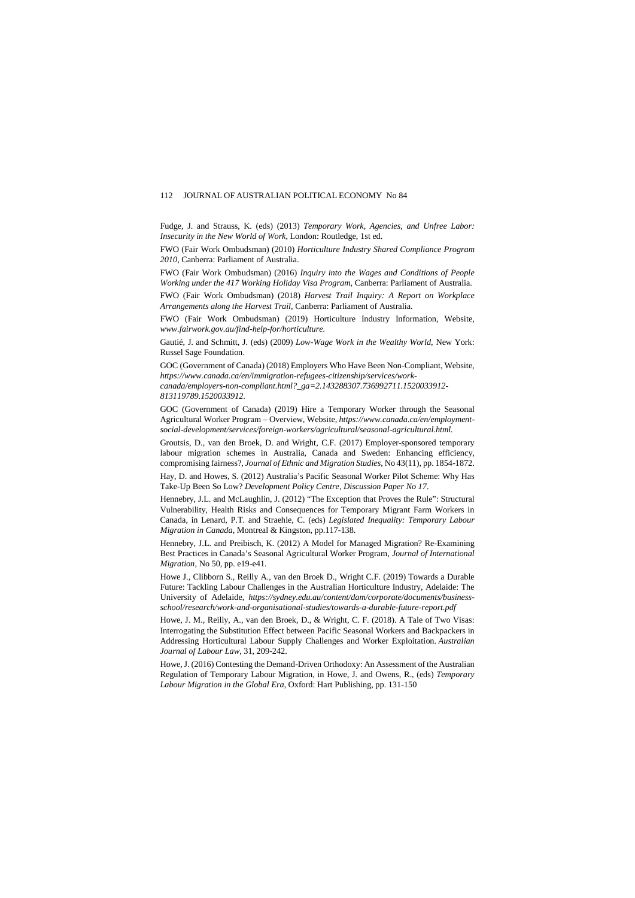Fudge, J. and Strauss, K. (eds) (2013) *Temporary Work, Agencies, and Unfree Labor: Insecurity in the New World of Work*, London: Routledge, 1st ed.

FWO (Fair Work Ombudsman) (2010) *Horticulture Industry Shared Compliance Program 2010*, Canberra: Parliament of Australia.

FWO (Fair Work Ombudsman) (2016) *Inquiry into the Wages and Conditions of People Working under the 417 Working Holiday Visa Program*, Canberra: Parliament of Australia.

FWO (Fair Work Ombudsman) (2018) *Harvest Trail Inquiry: A Report on Workplace Arrangements along the Harvest Trail*, Canberra: Parliament of Australia.

FWO (Fair Work Ombudsman) (2019) Horticulture Industry Information, Website, *www.fairwork.gov.au/find-help-for/horticulture*.

Gautié, J. and Schmitt, J. (eds) (2009) *Low-Wage Work in the Wealthy World*, New York: Russel Sage Foundation.

GOC (Government of Canada) (2018) Employers Who Have Been Non-Compliant, Website, *https://www.canada.ca/en/immigration-refugees-citizenship/services/work-canada/employers-non-compliant.html?_ga=2.143288307.736992711.1520033912-813119789.1520033912*.

GOC (Government of Canada) (2019) Hire a Temporary Worker through the Seasonal Agricultural Worker Program – Overview, Website, *https://www.canada.ca/en/employment-social-development/services/foreign-workers/agricultural/seasonal-agricultural.html*.

Groutsis, D., van den Broek, D. and Wright, C.F. (2017) Employer-sponsored temporary labour migration schemes in Australia, Canada and Sweden: Enhancing efficiency, compromising fairness?, *Journal of Ethnic and Migration Studies*, No 43(11), pp. 1854-1872.

Hay, D. and Howes, S. (2012) Australia's Pacific Seasonal Worker Pilot Scheme: Why Has Take-Up Been So Low? *Development Policy Centre, Discussion Paper No 17*.

Hennebry, J.L. and McLaughlin, J. (2012) "The Exception that Proves the Rule": Structural Vulnerability, Health Risks and Consequences for Temporary Migrant Farm Workers in Canada, in Lenard, P.T. and Straehle, C. (eds) *Legislated Inequality: Temporary Labour Migration in Canada*, Montreal & Kingston, pp.117-138.

Hennebry, J.L. and Preibisch, K. (2012) A Model for Managed Migration? Re-Examining Best Practices in Canada's Seasonal Agricultural Worker Program, *Journal of International Migration*, No 50, pp. e19-e41.

Howe J., Clibborn S., Reilly A., van den Broek D., Wright C.F. (2019) Towards a Durable Future: Tackling Labour Challenges in the Australian Horticulture Industry, Adelaide: The University of Adelaide, *https://sydney.edu.au/content/dam/corporate/documents/business-school/research/work-and-organisational-studies/towards-a-durable-future-report.pdf*

Howe, J. M., Reilly, A., van den Broek, D., & Wright, C. F. (2018). A Tale of Two Visas: Interrogating the Substitution Effect between Pacific Seasonal Workers and Backpackers in Addressing Horticultural Labour Supply Challenges and Worker Exploitation. *Australian Journal of Labour Law*, 31, 209-242.

Howe, J. (2016) Contesting the Demand-Driven Orthodoxy: An Assessment of the Australian Regulation of Temporary Labour Migration, in Howe, J. and Owens, R., (eds) *Temporary Labour Migration in the Global Era*, Oxford: Hart Publishing, pp. 131-150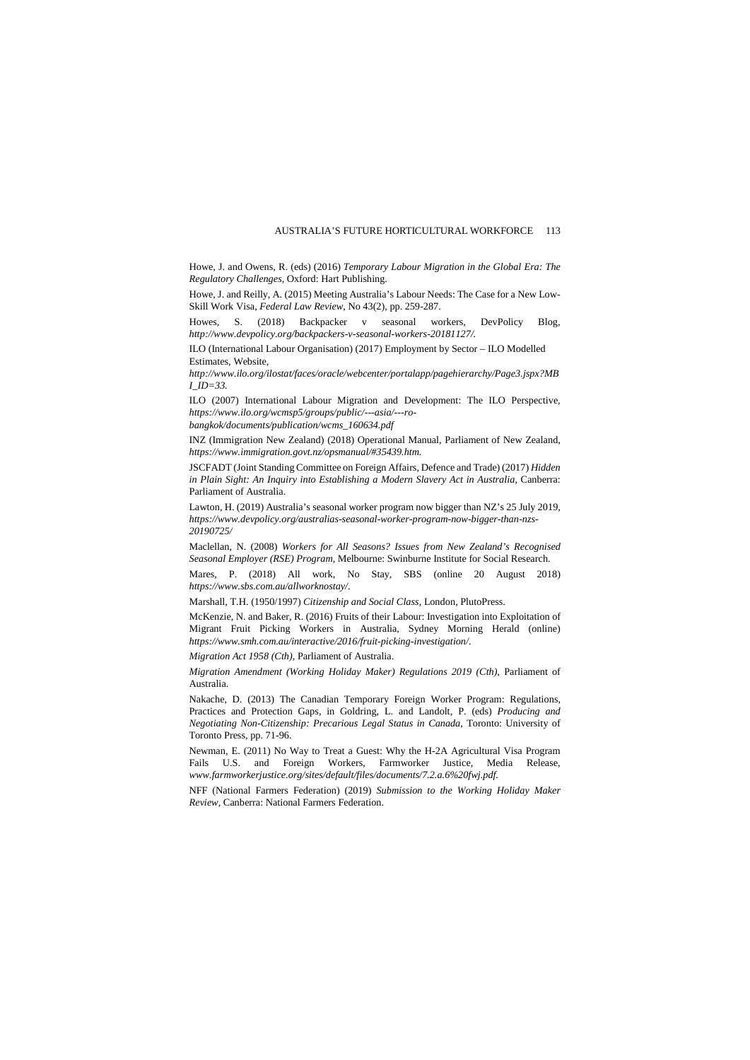Howe, J. and Owens, R. (eds) (2016) *Temporary Labour Migration in the Global Era: The Regulatory Challenges*, Oxford: Hart Publishing.

Howe, J. and Reilly, A. (2015) Meeting Australia's Labour Needs: The Case for a New Low-Skill Work Visa, *Federal Law Review*, No 43(2), pp. 259-287.

Howes, S. (2018) Backpacker v seasonal workers, DevPolicy Blog, *http://www.devpolicy.org/backpackers-v-seasonal-workers-20181127/*.

ILO (International Labour Organisation) (2017) Employment by Sector – ILO Modelled Estimates, Website, *http://www.ilo.org/ilostat/faces/oracle/webcenter/portalapp/pagehierarchy/Page3.jspx?MBI_ID=33.*

ILO (2007) International Labour Migration and Development: The ILO Perspective, *https://www.ilo.org/wcmsp5/groups/public/---asia/---ro-bangkok/documents/publication/wcms_160634.pdf*

INZ (Immigration New Zealand) (2018) Operational Manual, Parliament of New Zealand, *https://www.immigration.govt.nz/opsmanual/#35439.htm.*

JSCFADT (Joint Standing Committee on Foreign Affairs, Defence and Trade) (2017) *Hidden in Plain Sight: An Inquiry into Establishing a Modern Slavery Act in Australia*, Canberra: Parliament of Australia.

Lawton, H. (2019) Australia's seasonal worker program now bigger than NZ's 25 July 2019, *https://www.devpolicy.org/australias-seasonal-worker-program-now-bigger-than-nzs-20190725/*

Maclellan, N. (2008) *Workers for All Seasons? Issues from New Zealand's Recognised Seasonal Employer (RSE) Program*, Melbourne: Swinburne Institute for Social Research.

Mares, P. (2018) All work, No Stay, SBS (online 20 August 2018) *https://www.sbs.com.au/allworknostay/*.

Marshall, T.H. (1950/1997) *Citizenship and Social Class*, London, PlutoPress.

McKenzie, N. and Baker, R. (2016) Fruits of their Labour: Investigation into Exploitation of Migrant Fruit Picking Workers in Australia, Sydney Morning Herald (online) *https://www.smh.com.au/interactive/2016/fruit-picking-investigation/*.

*Migration Act 1958 (Cth)*, Parliament of Australia.

*Migration Amendment (Working Holiday Maker) Regulations 2019 (Cth)*, Parliament of Australia.

Nakache, D. (2013) The Canadian Temporary Foreign Worker Program: Regulations, Practices and Protection Gaps, in Goldring, L. and Landolt, P. (eds) *Producing and Negotiating Non-Citizenship: Precarious Legal Status in Canada*, Toronto: University of Toronto Press, pp. 71-96.

Newman, E. (2011) No Way to Treat a Guest: Why the H-2A Agricultural Visa Program Fails U.S. and Foreign Workers, Farmworker Justice, Media Release, *www.farmworkerjustice.org/sites/default/files/documents/7.2.a.6%20fwj.pdf.*

NFF (National Farmers Federation) (2019) *Submission to the Working Holiday Maker Review*, Canberra: National Farmers Federation.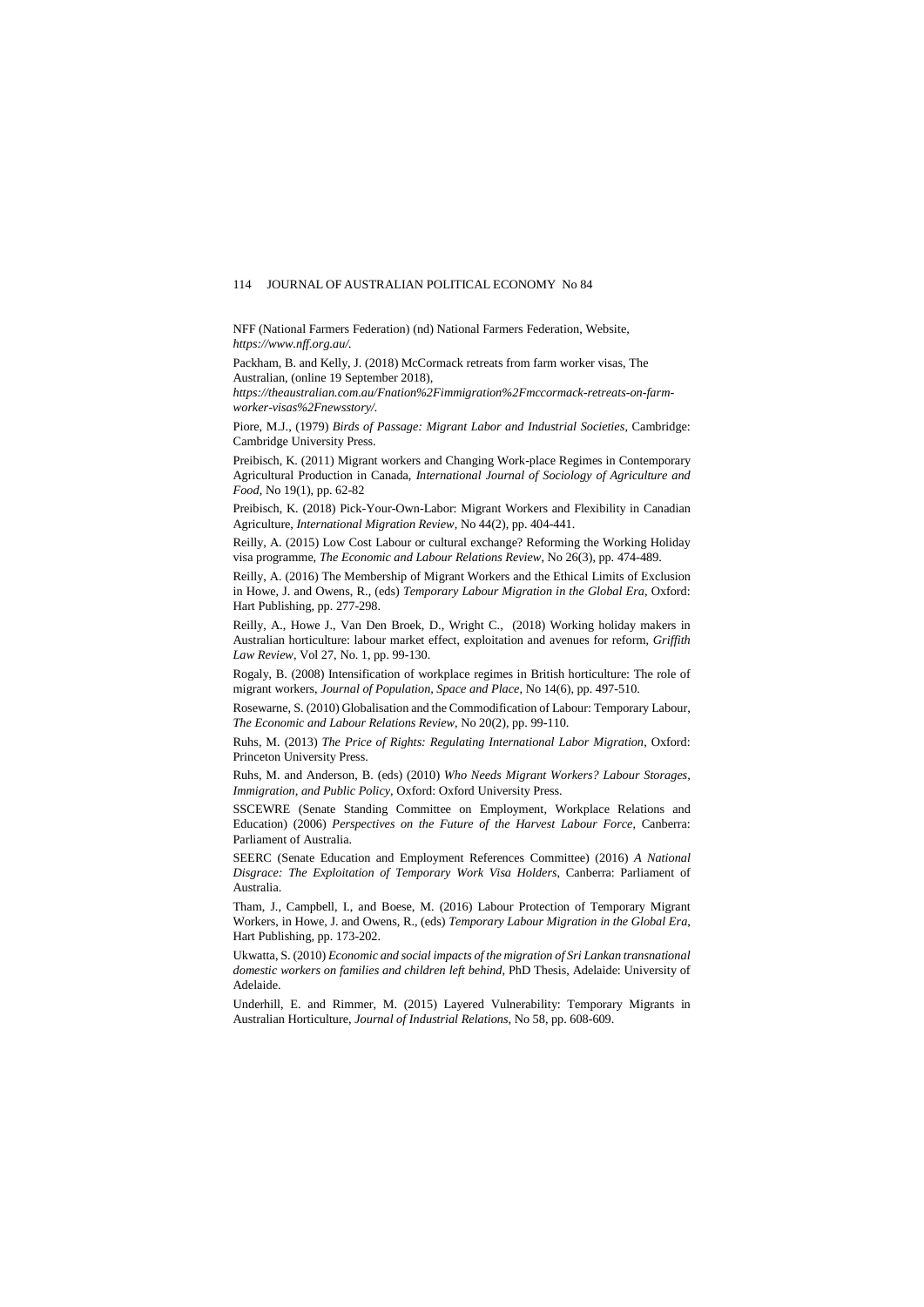NFF (National Farmers Federation) (nd) National Farmers Federation, Website, *https://www.nff.org.au/*.

Packham, B. and Kelly, J. (2018) McCormack retreats from farm worker visas, The Australian, (online 19 September 2018), *https://theaustralian.com.au/Fnation%2Fimmigration%2Fmccormack-retreats-on-farm-worker-visas%2Fnewsstory/*.

Piore, M.J., (1979) *Birds of Passage: Migrant Labor and Industrial Societies*, Cambridge: Cambridge University Press.

Preibisch, K. (2011) Migrant workers and Changing Work-place Regimes in Contemporary Agricultural Production in Canada, *International Journal of Sociology of Agriculture and Food*, No 19(1), pp. 62-82

Preibisch, K. (2018) Pick-Your-Own-Labor: Migrant Workers and Flexibility in Canadian Agriculture, *International Migration Review*, No 44(2), pp. 404-441.

Reilly, A. (2015) Low Cost Labour or cultural exchange? Reforming the Working Holiday visa programme, *The Economic and Labour Relations Review*, No 26(3), pp. 474-489.

Reilly, A. (2016) The Membership of Migrant Workers and the Ethical Limits of Exclusion in Howe, J. and Owens, R., (eds) *Temporary Labour Migration in the Global Era*, Oxford: Hart Publishing, pp. 277-298.

Reilly, A., Howe J., Van Den Broek, D., Wright C., (2018) Working holiday makers in Australian horticulture: labour market effect, exploitation and avenues for reform, *Griffith Law Review*, Vol 27, No. 1, pp. 99-130.

Rogaly, B. (2008) Intensification of workplace regimes in British horticulture: The role of migrant workers, *Journal of Population, Space and Place*, No 14(6), pp. 497-510.

Rosewarne, S. (2010) Globalisation and the Commodification of Labour: Temporary Labour, *The Economic and Labour Relations Review*, No 20(2), pp. 99-110.

Ruhs, M. (2013) *The Price of Rights: Regulating International Labor Migration*, Oxford: Princeton University Press.

Ruhs, M. and Anderson, B. (eds) (2010) *Who Needs Migrant Workers? Labour Storages, Immigration, and Public Policy*, Oxford: Oxford University Press.

SSCEWRE (Senate Standing Committee on Employment, Workplace Relations and Education) (2006) *Perspectives on the Future of the Harvest Labour Force*, Canberra: Parliament of Australia.

SEERC (Senate Education and Employment References Committee) (2016) *A National Disgrace: The Exploitation of Temporary Work Visa Holders*, Canberra: Parliament of Australia.

Tham, J., Campbell, I., and Boese, M. (2016) Labour Protection of Temporary Migrant Workers, in Howe, J. and Owens, R., (eds) *Temporary Labour Migration in the Global Era*, Hart Publishing, pp. 173-202.

Ukwatta, S. (2010) *Economic and social impacts of the migration of Sri Lankan transnational domestic workers on families and children left behind*, PhD Thesis, Adelaide: University of Adelaide.

Underhill, E. and Rimmer, M. (2015) Layered Vulnerability: Temporary Migrants in Australian Horticulture, *Journal of Industrial Relations*, No 58, pp. 608-609.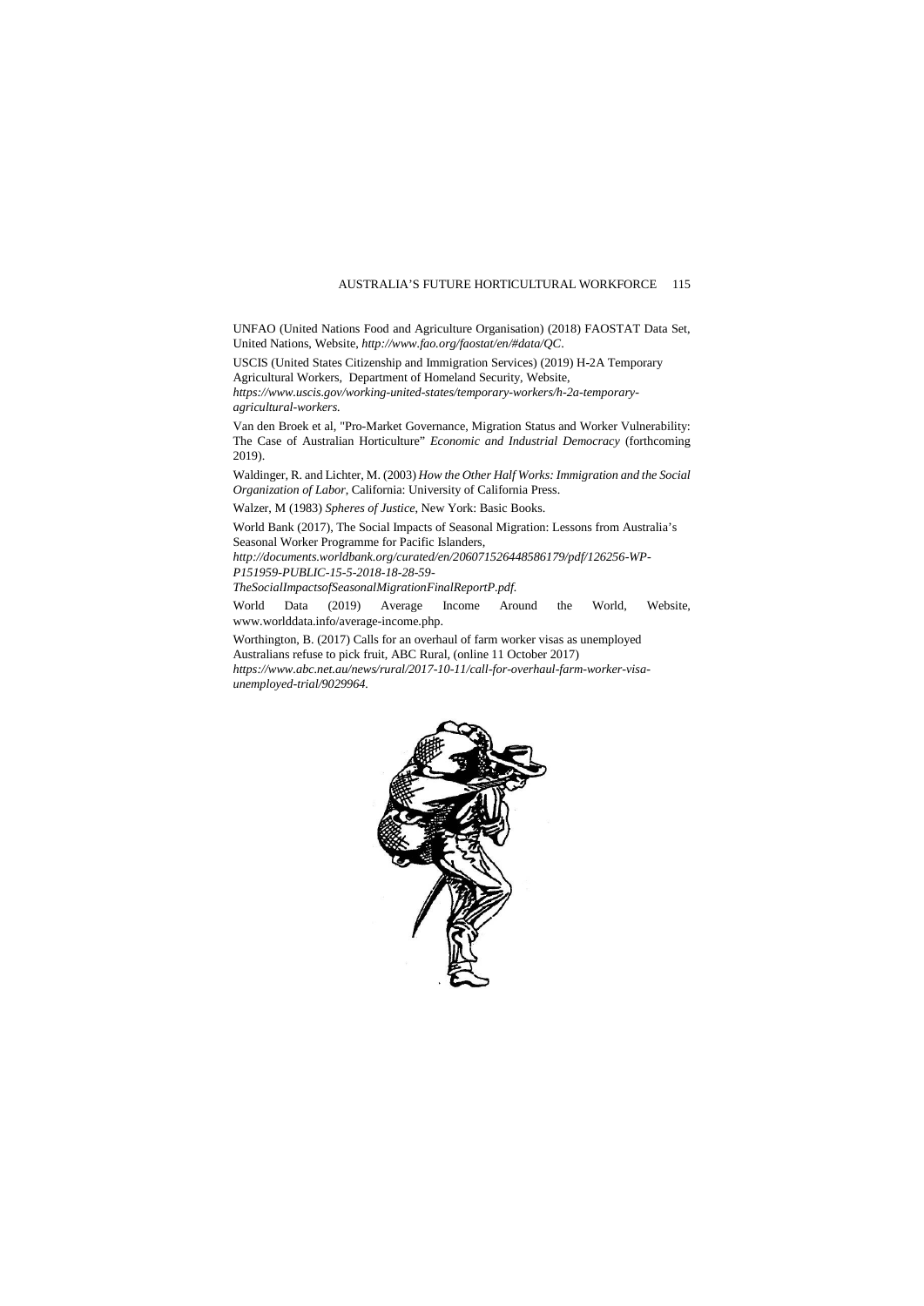UNFAO (United Nations Food and Agriculture Organisation) (2018) FAOSTAT Data Set, United Nations, Website, *http://www.fao.org/faostat/en/#data/QC*.

USCIS (United States Citizenship and Immigration Services) (2019) H-2A Temporary Agricultural Workers, Department of Homeland Security, Website, *https://www.uscis.gov/working-united-states/temporary-workers/h-2a-temporary-agricultural-workers.*

Van den Broek et al, "Pro-Market Governance, Migration Status and Worker Vulnerability: The Case of Australian Horticulture" *Economic and Industrial Democracy* (forthcoming 2019).

Waldinger, R. and Lichter, M. (2003) *How the Other Half Works: Immigration and the Social Organization of Labor*, California: University of California Press.

Walzer, M (1983) *Spheres of Justice*, New York: Basic Books.

World Bank (2017), The Social Impacts of Seasonal Migration: Lessons from Australia's Seasonal Worker Programme for Pacific Islanders, *http://documents.worldbank.org/curated/en/206071526448586179/pdf/126256-WP-P151959-PUBLIC-15-5-2018-18-28-59-TheSocialImpactsofSeasonalMigrationFinalReportP.pdf.*

World Data (2019) Average Income Around the World, Website, www.worlddata.info/average-income.php.

Worthington, B. (2017) Calls for an overhaul of farm worker visas as unemployed Australians refuse to pick fruit, ABC Rural, (online 11 October 2017) *https://www.abc.net.au/news/rural/2017-10-11/call-for-overhaul-farm-worker-visa-unemployed-trial/9029964.*